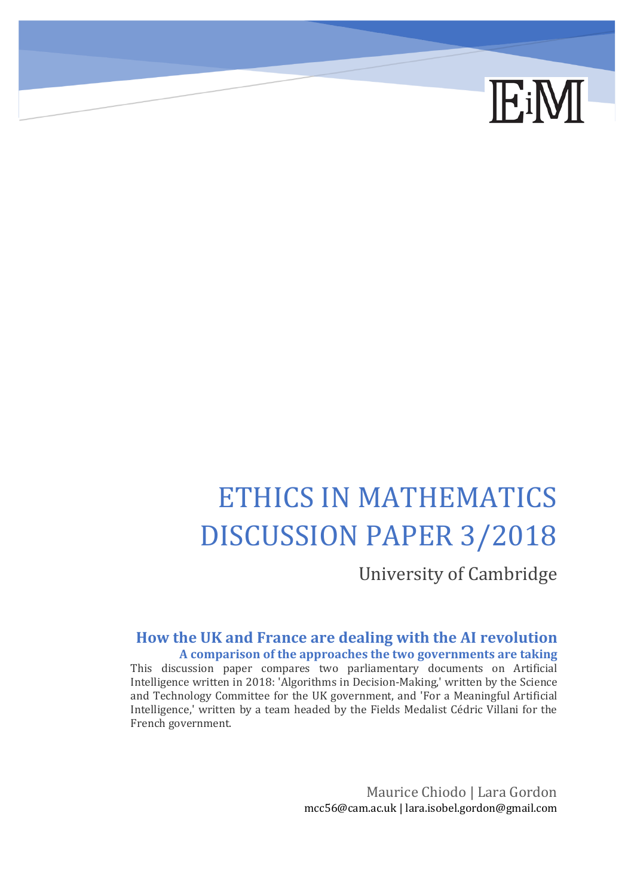EiM

# ETHICS IN MATHEMATICS DISCUSSION PAPER 3/2018

University of Cambridge

## How the UK and France are dealing with the AI revolution

### A comparison of the approaches the two governments are taking

This discussion paper compares two parliamentary documents on Artificial Intelligence written in 2018: 'Algorithms in Decision-Making,' written by the Science and Technology Committee for the UK government, and 'For a Meaningful Artificial Intelligence,' written by a team headed by the Fields Medalist Cédric Villani for the French government.

Maurice Chiodo | Lara Gordon

mcc56@cam.ac.uk | lara.isobel.gordon@gmail.com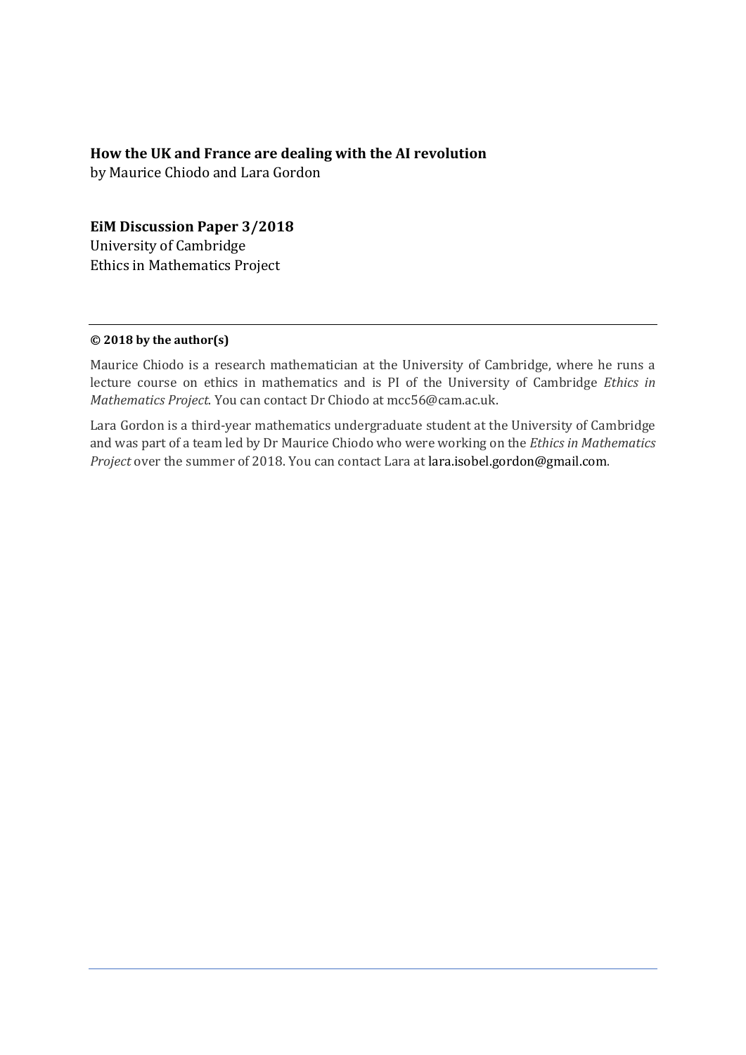**How the UK and France are dealing with the AI revolution**

by Maurice Chiodo and Lara Gordon

**EiM Discussion Paper 3/2018**

University of Cambridge

Ethics in Mathematics Project

---

**© 2018 by the author(s)**

Maurice Chiodo is a research mathematician at the University of Cambridge, where he runs a lecture course on ethics in mathematics and is PI of the University of Cambridge *Ethics in Mathematics Project*. You can contact Dr Chiodo at mcc56@cam.ac.uk.

Lara Gordon is a third-year mathematics undergraduate student at the University of Cambridge and was part of a team led by Dr Maurice Chiodo who were working on the *Ethics in Mathematics Project* over the summer of 2018. You can contact Lara at lara.isobel.gordon@gmail.com.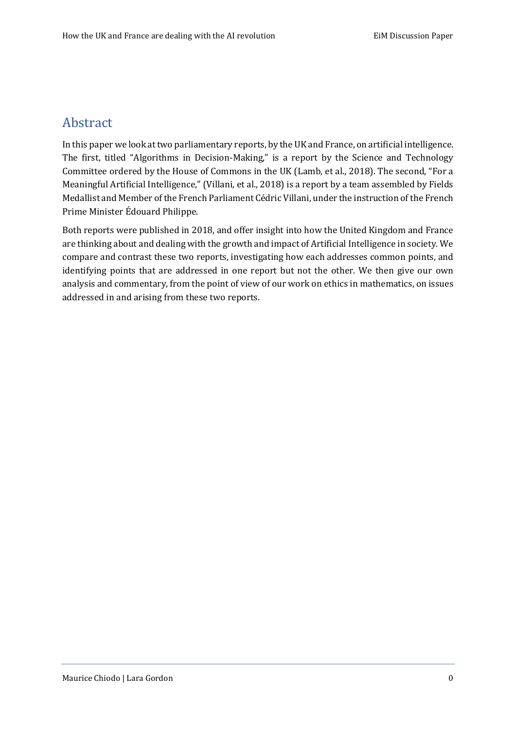## Abstract

In this paper we look at two parliamentary reports, by the UK and France, on artificial intelligence. The first, titled "Algorithms in Decision-Making," is a report by the Science and Technology Committee ordered by the House of Commons in the UK (Lamb, et al., 2018). The second, "For a Meaningful Artificial Intelligence," (Villani, et al., 2018) is a report by a team assembled by Fields Medallist and Member of the French Parliament Cédric Villani, under the instruction of the French Prime Minister Édouard Philippe.

Both reports were published in 2018, and offer insight into how the United Kingdom and France are thinking about and dealing with the growth and impact of Artificial Intelligence in society. We compare and contrast these two reports, investigating how each addresses common points, and identifying points that are addressed in one report but not the other. We then give our own analysis and commentary, from the point of view of our work on ethics in mathematics, on issues addressed in and arising from these two reports.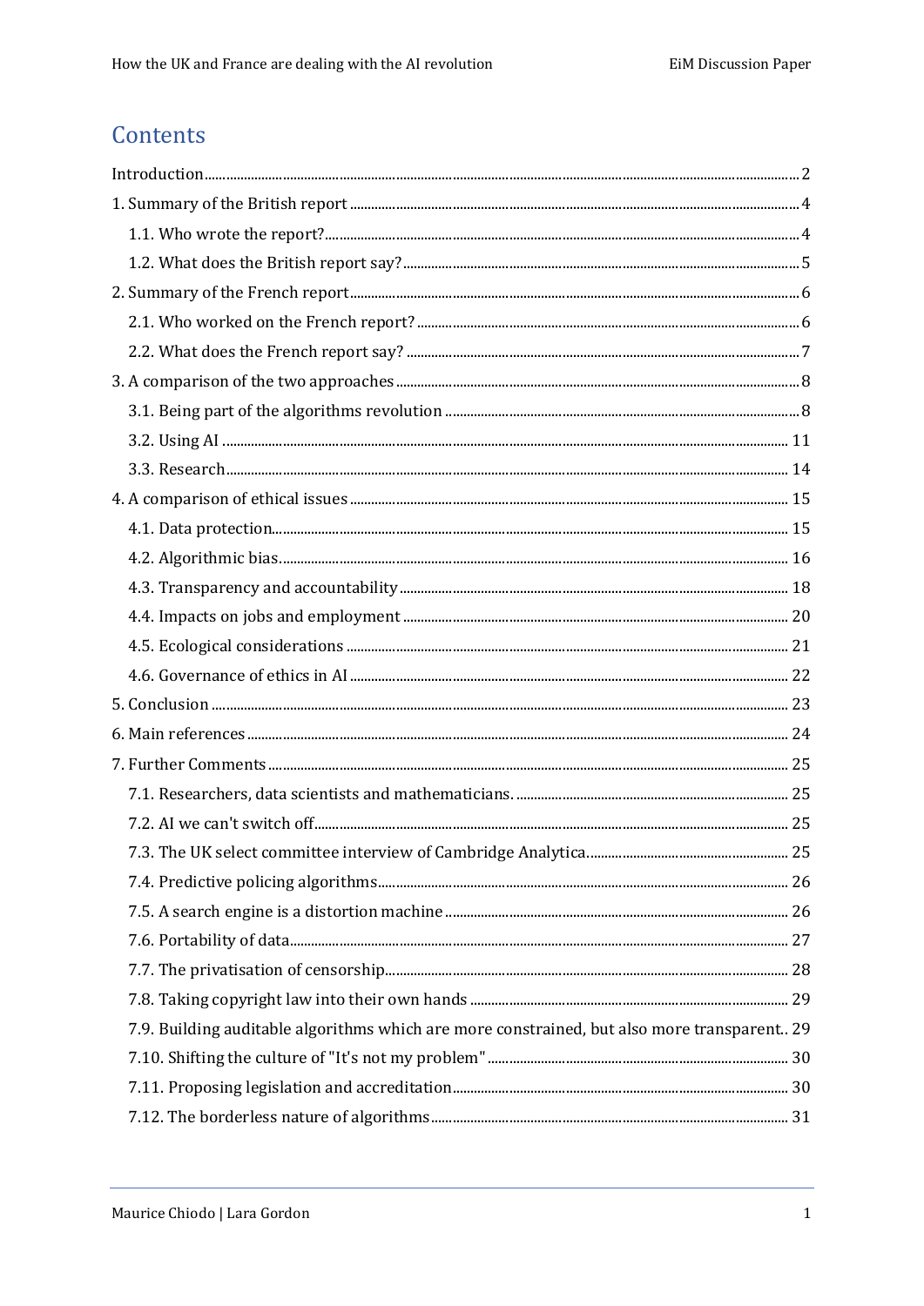# Contents

Introduction .......... 2

1. Summary of the British report .......... 4
   - 1.1. Who wrote the report? .......... 4
   - 1.2. What does the British report say? .......... 5
2. Summary of the French report .......... 6
   - 2.1. Who worked on the French report? .......... 6
   - 2.2. What does the French report say? .......... 7
3. A comparison of the two approaches .......... 8
   - 3.1. Being part of the algorithms revolution .......... 8
   - 3.2. Using AI .......... 11
   - 3.3. Research .......... 14
4. A comparison of ethical issues .......... 15
   - 4.1. Data protection .......... 15
   - 4.2. Algorithmic bias .......... 16
   - 4.3. Transparency and accountability .......... 18
   - 4.4. Impacts on jobs and employment .......... 20
   - 4.5. Ecological considerations .......... 21
   - 4.6. Governance of ethics in AI .......... 22
5. Conclusion .......... 23
6. Main references .......... 24
7. Further Comments .......... 25
   - 7.1. Researchers, data scientists and mathematicians. .......... 25
   - 7.2. AI we can't switch off .......... 25
   - 7.3. The UK select committee interview of Cambridge Analytica. .......... 25
   - 7.4. Predictive policing algorithms .......... 26
   - 7.5. A search engine is a distortion machine .......... 26
   - 7.6. Portability of data .......... 27
   - 7.7. The privatisation of censorship .......... 28
   - 7.8. Taking copyright law into their own hands .......... 29
   - 7.9. Building auditable algorithms which are more constrained, but also more transparent .......... 29
   - 7.10. Shifting the culture of "It's not my problem" .......... 30
   - 7.11. Proposing legislation and accreditation .......... 30
   - 7.12. The borderless nature of algorithms .......... 31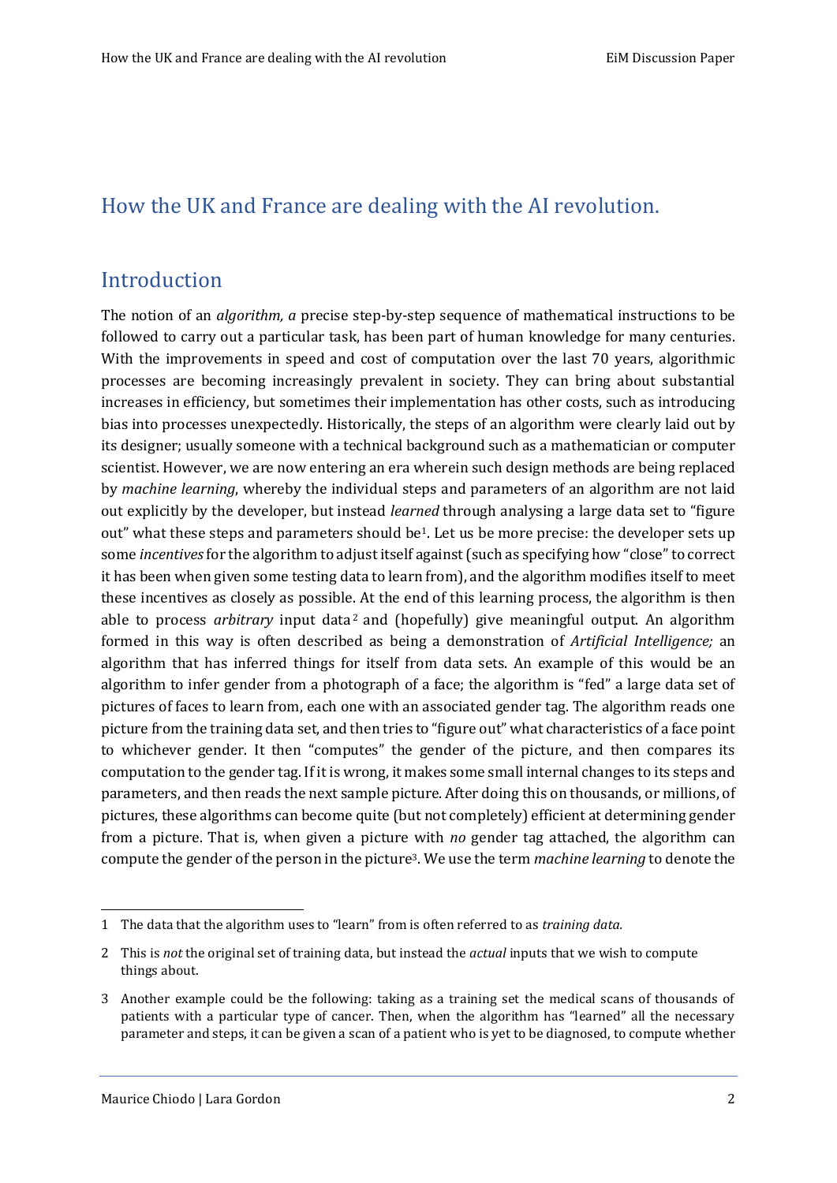## How the UK and France are dealing with the AI revolution.

## Introduction

The notion of an *algorithm, a* precise step-by-step sequence of mathematical instructions to be followed to carry out a particular task, has been part of human knowledge for many centuries. With the improvements in speed and cost of computation over the last 70 years, algorithmic processes are becoming increasingly prevalent in society. They can bring about substantial increases in efficiency, but sometimes their implementation has other costs, such as introducing bias into processes unexpectedly. Historically, the steps of an algorithm were clearly laid out by its designer; usually someone with a technical background such as a mathematician or computer scientist. However, we are now entering an era wherein such design methods are being replaced by *machine learning*, whereby the individual steps and parameters of an algorithm are not laid out explicitly by the developer, but instead *learned* through analysing a large data set to "figure out" what these steps and parameters should be[1]. Let us be more precise: the developer sets up some *incentives* for the algorithm to adjust itself against (such as specifying how "close" to correct it has been when given some testing data to learn from), and the algorithm modifies itself to meet these incentives as closely as possible. At the end of this learning process, the algorithm is then able to process *arbitrary* input data[2] and (hopefully) give meaningful output. An algorithm formed in this way is often described as being a demonstration of *Artificial Intelligence;* an algorithm that has inferred things for itself from data sets. An example of this would be an algorithm to infer gender from a photograph of a face; the algorithm is "fed" a large data set of pictures of faces to learn from, each one with an associated gender tag. The algorithm reads one picture from the training data set, and then tries to "figure out" what characteristics of a face point to whichever gender. It then "computes" the gender of the picture, and then compares its computation to the gender tag. If it is wrong, it makes some small internal changes to its steps and parameters, and then reads the next sample picture. After doing this on thousands, or millions, of pictures, these algorithms can become quite (but not completely) efficient at determining gender from a picture. That is, when given a picture with *no* gender tag attached, the algorithm can compute the gender of the person in the picture[3]. We use the term *machine learning* to denote the

---

1 The data that the algorithm uses to "learn" from is often referred to as *training data.*

2 This is *not* the original set of training data, but instead the *actual* inputs that we wish to compute things about.

3 Another example could be the following: taking as a training set the medical scans of thousands of patients with a particular type of cancer. Then, when the algorithm has "learned" all the necessary parameter and steps, it can be given a scan of a patient who is yet to be diagnosed, to compute whether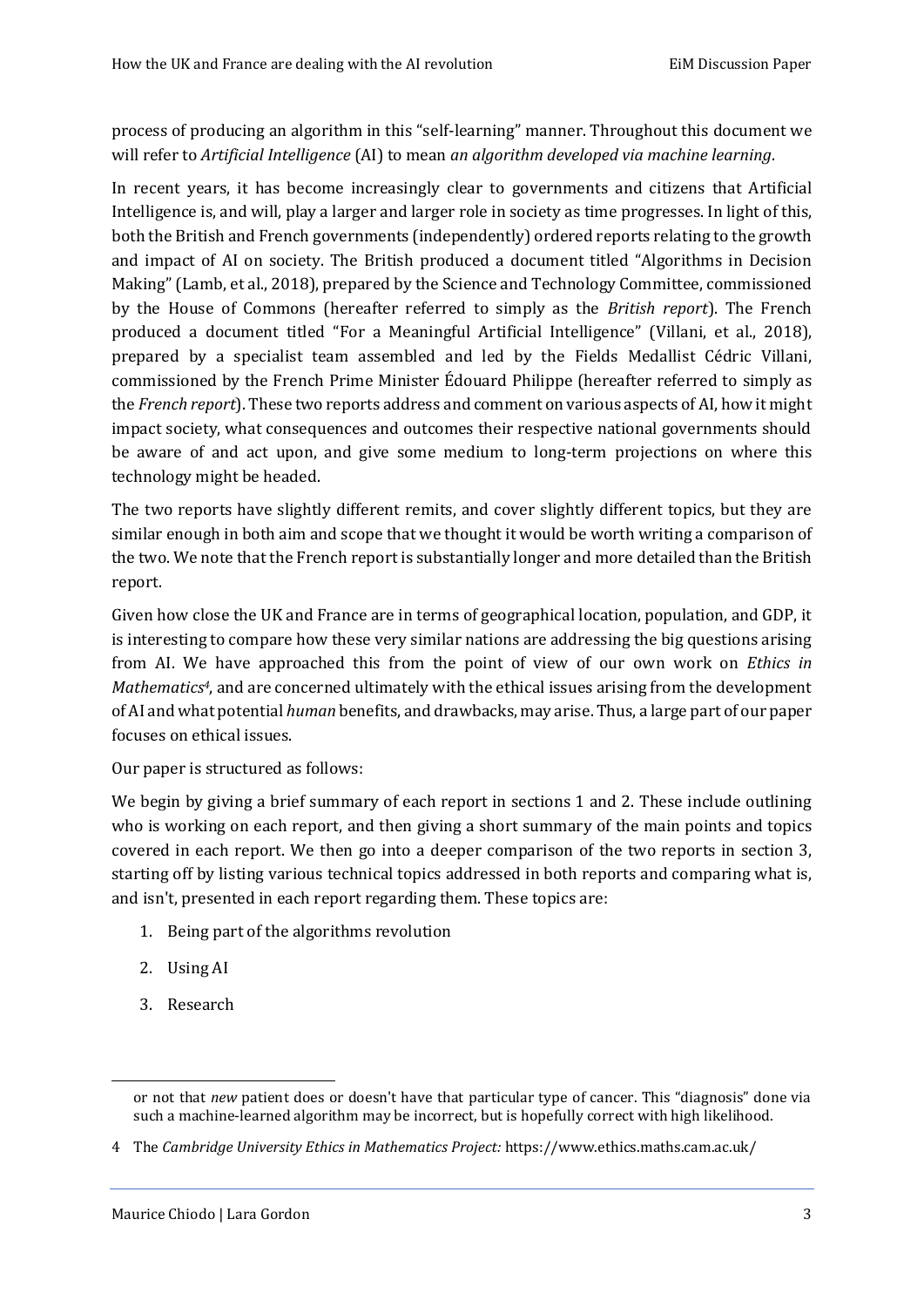process of producing an algorithm in this "self-learning" manner. Throughout this document we will refer to *Artificial Intelligence* (AI) to mean *an algorithm developed via machine learning*.

In recent years, it has become increasingly clear to governments and citizens that Artificial Intelligence is, and will, play a larger and larger role in society as time progresses. In light of this, both the British and French governments (independently) ordered reports relating to the growth and impact of AI on society. The British produced a document titled "Algorithms in Decision Making" (Lamb, et al., 2018), prepared by the Science and Technology Committee, commissioned by the House of Commons (hereafter referred to simply as the *British report*). The French produced a document titled "For a Meaningful Artificial Intelligence" (Villani, et al., 2018), prepared by a specialist team assembled and led by the Fields Medallist Cédric Villani, commissioned by the French Prime Minister Édouard Philippe (hereafter referred to simply as the *French report*). These two reports address and comment on various aspects of AI, how it might impact society, what consequences and outcomes their respective national governments should be aware of and act upon, and give some medium to long-term projections on where this technology might be headed.

The two reports have slightly different remits, and cover slightly different topics, but they are similar enough in both aim and scope that we thought it would be worth writing a comparison of the two. We note that the French report is substantially longer and more detailed than the British report.

Given how close the UK and France are in terms of geographical location, population, and GDP, it is interesting to compare how these very similar nations are addressing the big questions arising from AI. We have approached this from the point of view of our own work on *Ethics in Mathematics*[4], and are concerned ultimately with the ethical issues arising from the development of AI and what potential *human* benefits, and drawbacks, may arise. Thus, a large part of our paper focuses on ethical issues.

Our paper is structured as follows:

We begin by giving a brief summary of each report in sections 1 and 2. These include outlining who is working on each report, and then giving a short summary of the main points and topics covered in each report. We then go into a deeper comparison of the two reports in section 3, starting off by listing various technical topics addressed in both reports and comparing what is, and isn't, presented in each report regarding them. These topics are:

1. Being part of the algorithms revolution
2. Using AI
3. Research

---

or not that *new* patient does or doesn't have that particular type of cancer. This "diagnosis" done via such a machine-learned algorithm may be incorrect, but is hopefully correct with high likelihood.

4 The *Cambridge University Ethics in Mathematics Project:* https://www.ethics.maths.cam.ac.uk/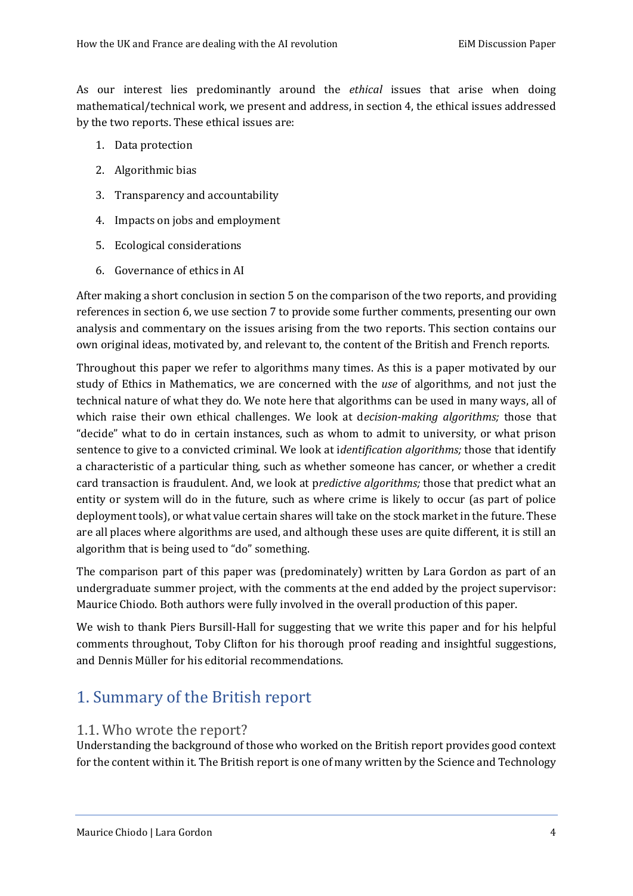As our interest lies predominantly around the *ethical* issues that arise when doing mathematical/technical work, we present and address, in section 4, the ethical issues addressed by the two reports. These ethical issues are:

1. Data protection
2. Algorithmic bias
3. Transparency and accountability
4. Impacts on jobs and employment
5. Ecological considerations
6. Governance of ethics in AI

After making a short conclusion in section 5 on the comparison of the two reports, and providing references in section 6, we use section 7 to provide some further comments, presenting our own analysis and commentary on the issues arising from the two reports. This section contains our own original ideas, motivated by, and relevant to, the content of the British and French reports.

Throughout this paper we refer to algorithms many times. As this is a paper motivated by our study of Ethics in Mathematics, we are concerned with the *use* of algorithms, and not just the technical nature of what they do. We note here that algorithms can be used in many ways, all of which raise their own ethical challenges. We look at d*ecision-making algorithms;* those that "decide" what to do in certain instances, such as whom to admit to university, or what prison sentence to give to a convicted criminal. We look at i*dentification algorithms;* those that identify a characteristic of a particular thing, such as whether someone has cancer, or whether a credit card transaction is fraudulent. And, we look at p*redictive algorithms;* those that predict what an entity or system will do in the future, such as where crime is likely to occur (as part of police deployment tools), or what value certain shares will take on the stock market in the future. These are all places where algorithms are used, and although these uses are quite different, it is still an algorithm that is being used to "do" something.

The comparison part of this paper was (predominately) written by Lara Gordon as part of an undergraduate summer project, with the comments at the end added by the project supervisor: Maurice Chiodo. Both authors were fully involved in the overall production of this paper.

We wish to thank Piers Bursill-Hall for suggesting that we write this paper and for his helpful comments throughout, Toby Clifton for his thorough proof reading and insightful suggestions, and Dennis Müller for his editorial recommendations.

# 1. Summary of the British report

## 1.1. Who wrote the report?

Understanding the background of those who worked on the British report provides good context for the content within it. The British report is one of many written by the Science and Technology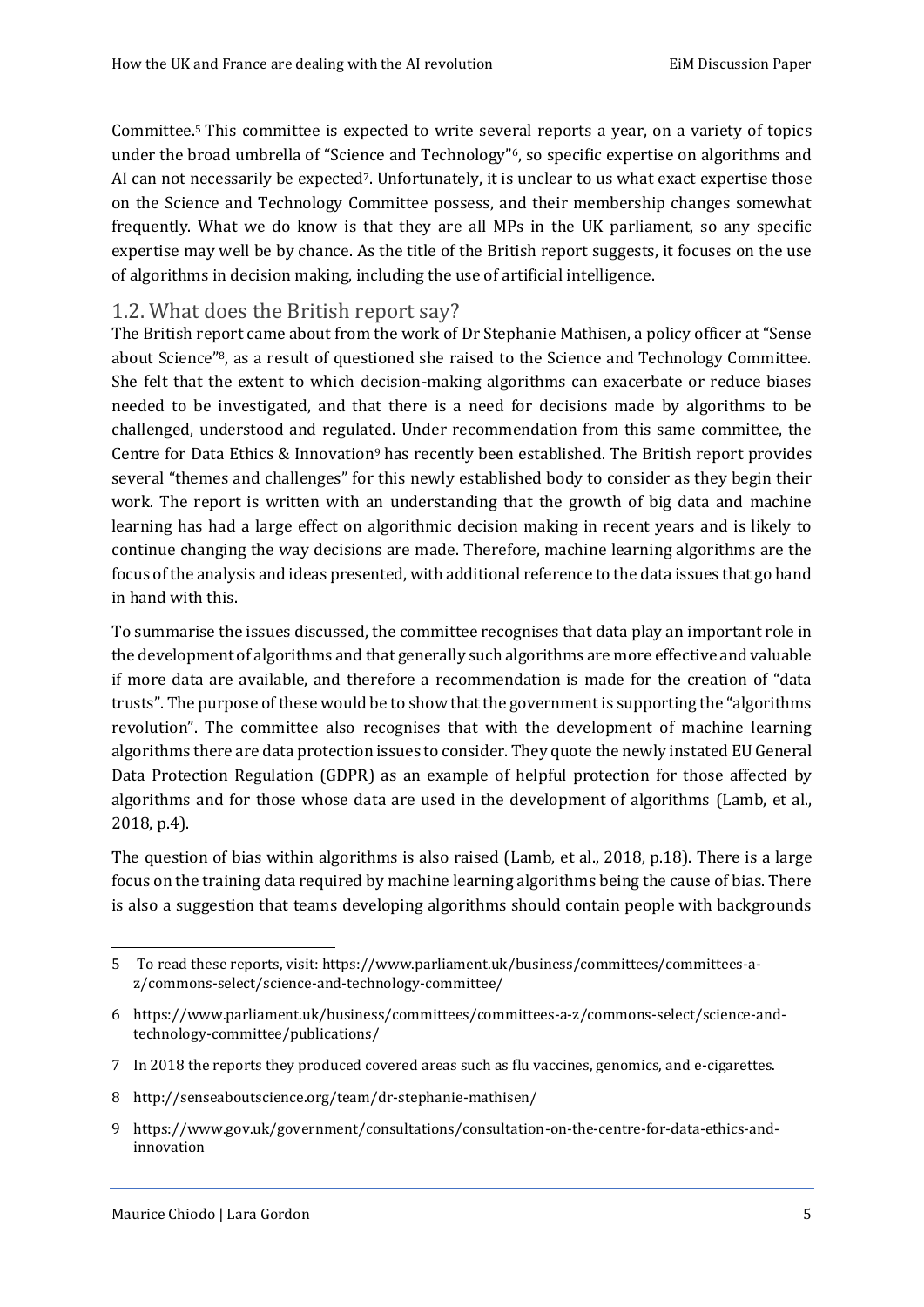Committee.[5] This committee is expected to write several reports a year, on a variety of topics under the broad umbrella of "Science and Technology"[6], so specific expertise on algorithms and AI can not necessarily be expected[7]. Unfortunately, it is unclear to us what exact expertise those on the Science and Technology Committee possess, and their membership changes somewhat frequently. What we do know is that they are all MPs in the UK parliament, so any specific expertise may well be by chance. As the title of the British report suggests, it focuses on the use of algorithms in decision making, including the use of artificial intelligence.

## 1.2. What does the British report say?

The British report came about from the work of Dr Stephanie Mathisen, a policy officer at "Sense about Science"[8], as a result of questioned she raised to the Science and Technology Committee. She felt that the extent to which decision-making algorithms can exacerbate or reduce biases needed to be investigated, and that there is a need for decisions made by algorithms to be challenged, understood and regulated. Under recommendation from this same committee, the Centre for Data Ethics & Innovation[9] has recently been established. The British report provides several "themes and challenges" for this newly established body to consider as they begin their work. The report is written with an understanding that the growth of big data and machine learning has had a large effect on algorithmic decision making in recent years and is likely to continue changing the way decisions are made. Therefore, machine learning algorithms are the focus of the analysis and ideas presented, with additional reference to the data issues that go hand in hand with this.

To summarise the issues discussed, the committee recognises that data play an important role in the development of algorithms and that generally such algorithms are more effective and valuable if more data are available, and therefore a recommendation is made for the creation of "data trusts". The purpose of these would be to show that the government is supporting the "algorithms revolution". The committee also recognises that with the development of machine learning algorithms there are data protection issues to consider. They quote the newly instated EU General Data Protection Regulation (GDPR) as an example of helpful protection for those affected by algorithms and for those whose data are used in the development of algorithms (Lamb, et al., 2018, p.4).

The question of bias within algorithms is also raised (Lamb, et al., 2018, p.18). There is a large focus on the training data required by machine learning algorithms being the cause of bias. There is also a suggestion that teams developing algorithms should contain people with backgrounds

---

5 To read these reports, visit: https://www.parliament.uk/business/committees/committees-a-z/commons-select/science-and-technology-committee/

6 https://www.parliament.uk/business/committees/committees-a-z/commons-select/science-and-technology-committee/publications/

7 In 2018 the reports they produced covered areas such as flu vaccines, genomics, and e-cigarettes.

8 http://senseaboutscience.org/team/dr-stephanie-mathisen/

9 https://www.gov.uk/government/consultations/consultation-on-the-centre-for-data-ethics-and-innovation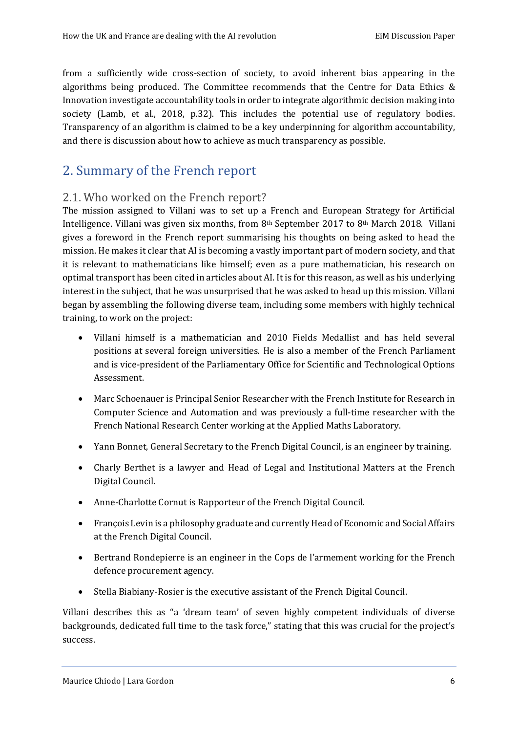from a sufficiently wide cross-section of society, to avoid inherent bias appearing in the algorithms being produced. The Committee recommends that the Centre for Data Ethics & Innovation investigate accountability tools in order to integrate algorithmic decision making into society (Lamb, et al., 2018, p.32). This includes the potential use of regulatory bodies. Transparency of an algorithm is claimed to be a key underpinning for algorithm accountability, and there is discussion about how to achieve as much transparency as possible.

## 2. Summary of the French report

### 2.1. Who worked on the French report?

The mission assigned to Villani was to set up a French and European Strategy for Artificial Intelligence. Villani was given six months, from 8th September 2017 to 8th March 2018. Villani gives a foreword in the French report summarising his thoughts on being asked to head the mission. He makes it clear that AI is becoming a vastly important part of modern society, and that it is relevant to mathematicians like himself; even as a pure mathematician, his research on optimal transport has been cited in articles about AI. It is for this reason, as well as his underlying interest in the subject, that he was unsurprised that he was asked to head up this mission. Villani began by assembling the following diverse team, including some members with highly technical training, to work on the project:

- Villani himself is a mathematician and 2010 Fields Medallist and has held several positions at several foreign universities. He is also a member of the French Parliament and is vice-president of the Parliamentary Office for Scientific and Technological Options Assessment.
- Marc Schoenauer is Principal Senior Researcher with the French Institute for Research in Computer Science and Automation and was previously a full-time researcher with the French National Research Center working at the Applied Maths Laboratory.
- Yann Bonnet, General Secretary to the French Digital Council, is an engineer by training.
- Charly Berthet is a lawyer and Head of Legal and Institutional Matters at the French Digital Council.
- Anne-Charlotte Cornut is Rapporteur of the French Digital Council.
- François Levin is a philosophy graduate and currently Head of Economic and Social Affairs at the French Digital Council.
- Bertrand Rondepierre is an engineer in the Cops de l'armement working for the French defence procurement agency.
- Stella Biabiany-Rosier is the executive assistant of the French Digital Council.

Villani describes this as "a 'dream team' of seven highly competent individuals of diverse backgrounds, dedicated full time to the task force," stating that this was crucial for the project's success.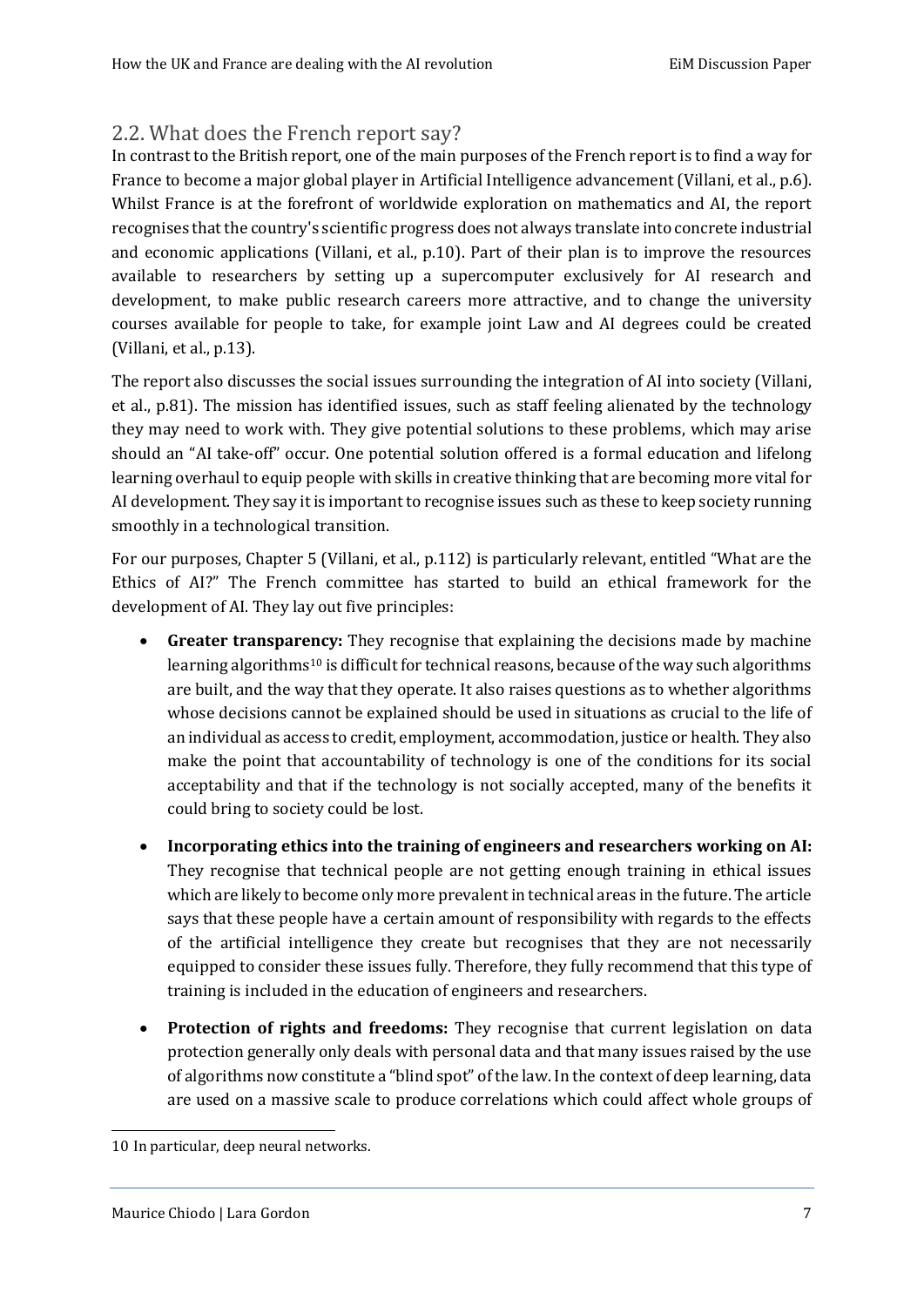## 2.2. What does the French report say?

In contrast to the British report, one of the main purposes of the French report is to find a way for France to become a major global player in Artificial Intelligence advancement (Villani, et al., p.6). Whilst France is at the forefront of worldwide exploration on mathematics and AI, the report recognises that the country's scientific progress does not always translate into concrete industrial and economic applications (Villani, et al., p.10). Part of their plan is to improve the resources available to researchers by setting up a supercomputer exclusively for AI research and development, to make public research careers more attractive, and to change the university courses available for people to take, for example joint Law and AI degrees could be created (Villani, et al., p.13).

The report also discusses the social issues surrounding the integration of AI into society (Villani, et al., p.81). The mission has identified issues, such as staff feeling alienated by the technology they may need to work with. They give potential solutions to these problems, which may arise should an "AI take-off" occur. One potential solution offered is a formal education and lifelong learning overhaul to equip people with skills in creative thinking that are becoming more vital for AI development. They say it is important to recognise issues such as these to keep society running smoothly in a technological transition.

For our purposes, Chapter 5 (Villani, et al., p.112) is particularly relevant, entitled "What are the Ethics of AI?" The French committee has started to build an ethical framework for the development of AI. They lay out five principles:

- **Greater transparency:** They recognise that explaining the decisions made by machine learning algorithms[10] is difficult for technical reasons, because of the way such algorithms are built, and the way that they operate. It also raises questions as to whether algorithms whose decisions cannot be explained should be used in situations as crucial to the life of an individual as access to credit, employment, accommodation, justice or health. They also make the point that accountability of technology is one of the conditions for its social acceptability and that if the technology is not socially accepted, many of the benefits it could bring to society could be lost.
- **Incorporating ethics into the training of engineers and researchers working on AI:** They recognise that technical people are not getting enough training in ethical issues which are likely to become only more prevalent in technical areas in the future. The article says that these people have a certain amount of responsibility with regards to the effects of the artificial intelligence they create but recognises that they are not necessarily equipped to consider these issues fully. Therefore, they fully recommend that this type of training is included in the education of engineers and researchers.
- **Protection of rights and freedoms:** They recognise that current legislation on data protection generally only deals with personal data and that many issues raised by the use of algorithms now constitute a "blind spot" of the law. In the context of deep learning, data are used on a massive scale to produce correlations which could affect whole groups of

10 In particular, deep neural networks.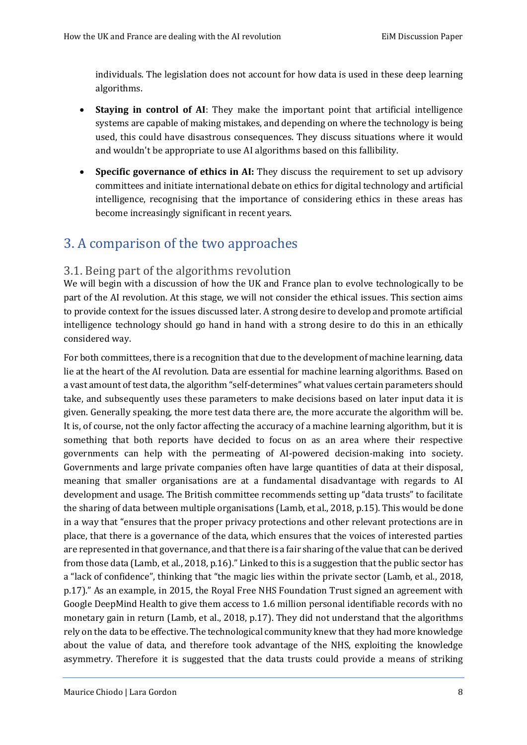individuals. The legislation does not account for how data is used in these deep learning algorithms.

- **Staying in control of AI**: They make the important point that artificial intelligence systems are capable of making mistakes, and depending on where the technology is being used, this could have disastrous consequences. They discuss situations where it would and wouldn't be appropriate to use AI algorithms based on this fallibility.

- **Specific governance of ethics in AI:** They discuss the requirement to set up advisory committees and initiate international debate on ethics for digital technology and artificial intelligence, recognising that the importance of considering ethics in these areas has become increasingly significant in recent years.

# 3. A comparison of the two approaches

## 3.1. Being part of the algorithms revolution

We will begin with a discussion of how the UK and France plan to evolve technologically to be part of the AI revolution. At this stage, we will not consider the ethical issues. This section aims to provide context for the issues discussed later. A strong desire to develop and promote artificial intelligence technology should go hand in hand with a strong desire to do this in an ethically considered way.

For both committees, there is a recognition that due to the development of machine learning, data lie at the heart of the AI revolution. Data are essential for machine learning algorithms. Based on a vast amount of test data, the algorithm "self-determines" what values certain parameters should take, and subsequently uses these parameters to make decisions based on later input data it is given. Generally speaking, the more test data there are, the more accurate the algorithm will be. It is, of course, not the only factor affecting the accuracy of a machine learning algorithm, but it is something that both reports have decided to focus on as an area where their respective governments can help with the permeating of AI-powered decision-making into society. Governments and large private companies often have large quantities of data at their disposal, meaning that smaller organisations are at a fundamental disadvantage with regards to AI development and usage. The British committee recommends setting up "data trusts" to facilitate the sharing of data between multiple organisations (Lamb, et al., 2018, p.15). This would be done in a way that "ensures that the proper privacy protections and other relevant protections are in place, that there is a governance of the data, which ensures that the voices of interested parties are represented in that governance, and that there is a fair sharing of the value that can be derived from those data (Lamb, et al., 2018, p.16)." Linked to this is a suggestion that the public sector has a "lack of confidence", thinking that "the magic lies within the private sector (Lamb, et al., 2018, p.17)." As an example, in 2015, the Royal Free NHS Foundation Trust signed an agreement with Google DeepMind Health to give them access to 1.6 million personal identifiable records with no monetary gain in return (Lamb, et al., 2018, p.17). They did not understand that the algorithms rely on the data to be effective. The technological community knew that they had more knowledge about the value of data, and therefore took advantage of the NHS, exploiting the knowledge asymmetry. Therefore it is suggested that the data trusts could provide a means of striking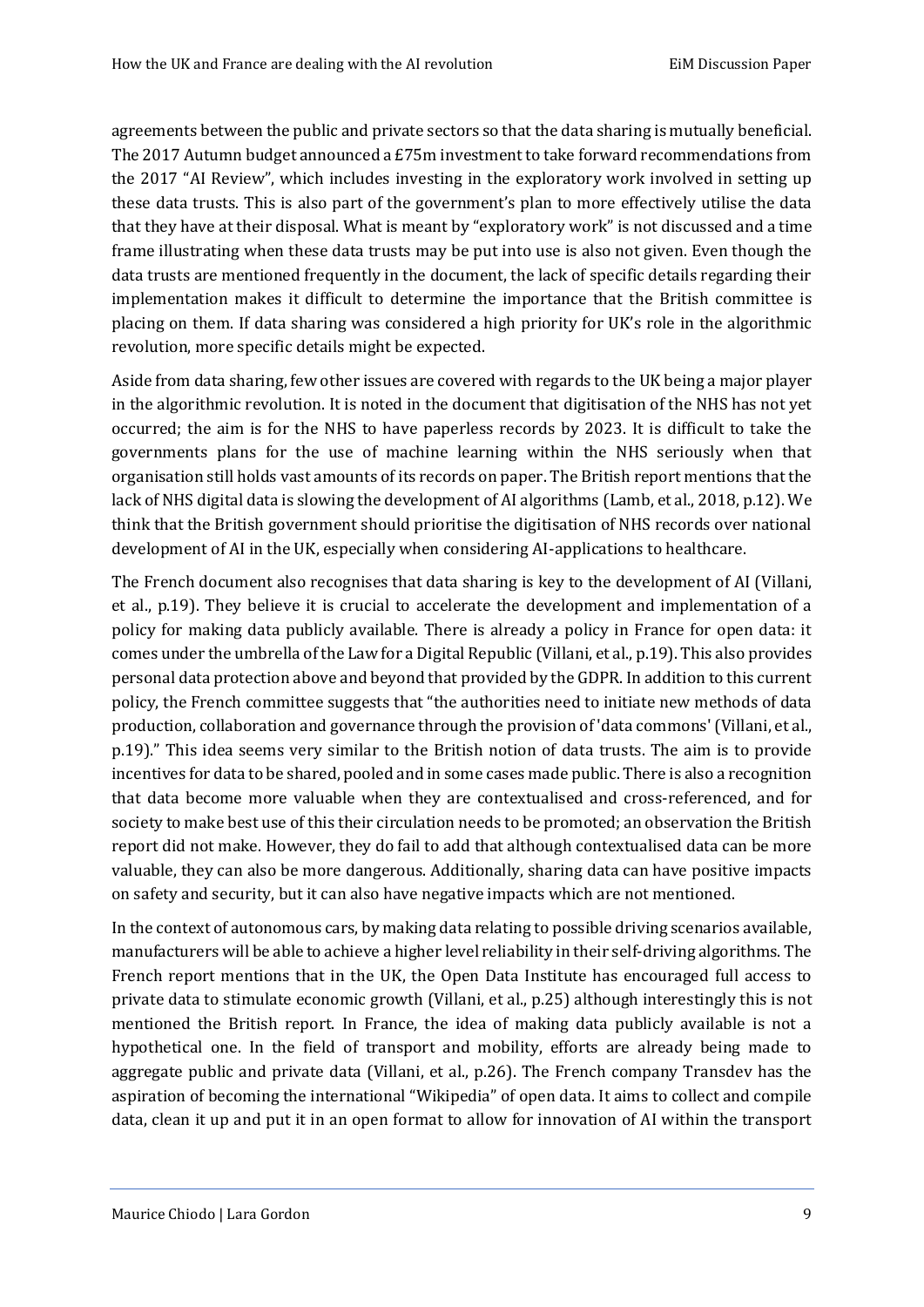agreements between the public and private sectors so that the data sharing is mutually beneficial. The 2017 Autumn budget announced a £75m investment to take forward recommendations from the 2017 "AI Review", which includes investing in the exploratory work involved in setting up these data trusts. This is also part of the government's plan to more effectively utilise the data that they have at their disposal. What is meant by "exploratory work" is not discussed and a time frame illustrating when these data trusts may be put into use is also not given. Even though the data trusts are mentioned frequently in the document, the lack of specific details regarding their implementation makes it difficult to determine the importance that the British committee is placing on them. If data sharing was considered a high priority for UK's role in the algorithmic revolution, more specific details might be expected.

Aside from data sharing, few other issues are covered with regards to the UK being a major player in the algorithmic revolution. It is noted in the document that digitisation of the NHS has not yet occurred; the aim is for the NHS to have paperless records by 2023. It is difficult to take the governments plans for the use of machine learning within the NHS seriously when that organisation still holds vast amounts of its records on paper. The British report mentions that the lack of NHS digital data is slowing the development of AI algorithms (Lamb, et al., 2018, p.12). We think that the British government should prioritise the digitisation of NHS records over national development of AI in the UK, especially when considering AI-applications to healthcare.

The French document also recognises that data sharing is key to the development of AI (Villani, et al., p.19). They believe it is crucial to accelerate the development and implementation of a policy for making data publicly available. There is already a policy in France for open data: it comes under the umbrella of the Law for a Digital Republic (Villani, et al., p.19). This also provides personal data protection above and beyond that provided by the GDPR. In addition to this current policy, the French committee suggests that "the authorities need to initiate new methods of data production, collaboration and governance through the provision of 'data commons' (Villani, et al., p.19)." This idea seems very similar to the British notion of data trusts. The aim is to provide incentives for data to be shared, pooled and in some cases made public. There is also a recognition that data become more valuable when they are contextualised and cross-referenced, and for society to make best use of this their circulation needs to be promoted; an observation the British report did not make. However, they do fail to add that although contextualised data can be more valuable, they can also be more dangerous. Additionally, sharing data can have positive impacts on safety and security, but it can also have negative impacts which are not mentioned.

In the context of autonomous cars, by making data relating to possible driving scenarios available, manufacturers will be able to achieve a higher level reliability in their self-driving algorithms. The French report mentions that in the UK, the Open Data Institute has encouraged full access to private data to stimulate economic growth (Villani, et al., p.25) although interestingly this is not mentioned the British report. In France, the idea of making data publicly available is not a hypothetical one. In the field of transport and mobility, efforts are already being made to aggregate public and private data (Villani, et al., p.26). The French company Transdev has the aspiration of becoming the international "Wikipedia" of open data. It aims to collect and compile data, clean it up and put it in an open format to allow for innovation of AI within the transport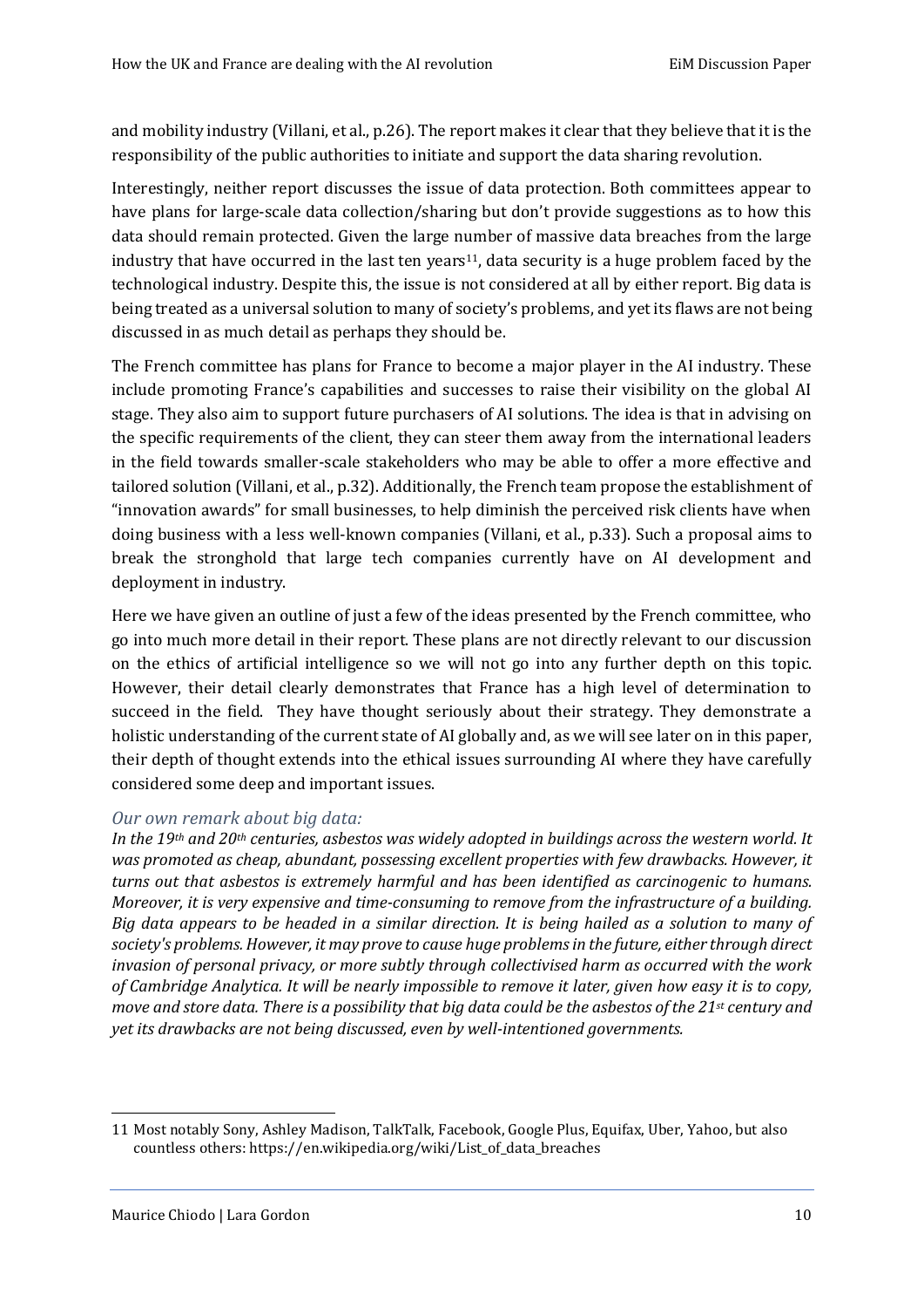and mobility industry (Villani, et al., p.26). The report makes it clear that they believe that it is the responsibility of the public authorities to initiate and support the data sharing revolution.

Interestingly, neither report discusses the issue of data protection. Both committees appear to have plans for large-scale data collection/sharing but don't provide suggestions as to how this data should remain protected. Given the large number of massive data breaches from the large industry that have occurred in the last ten years[11], data security is a huge problem faced by the technological industry. Despite this, the issue is not considered at all by either report. Big data is being treated as a universal solution to many of society's problems, and yet its flaws are not being discussed in as much detail as perhaps they should be.

The French committee has plans for France to become a major player in the AI industry. These include promoting France's capabilities and successes to raise their visibility on the global AI stage. They also aim to support future purchasers of AI solutions. The idea is that in advising on the specific requirements of the client, they can steer them away from the international leaders in the field towards smaller-scale stakeholders who may be able to offer a more effective and tailored solution (Villani, et al., p.32). Additionally, the French team propose the establishment of "innovation awards" for small businesses, to help diminish the perceived risk clients have when doing business with a less well-known companies (Villani, et al., p.33). Such a proposal aims to break the stronghold that large tech companies currently have on AI development and deployment in industry.

Here we have given an outline of just a few of the ideas presented by the French committee, who go into much more detail in their report. These plans are not directly relevant to our discussion on the ethics of artificial intelligence so we will not go into any further depth on this topic. However, their detail clearly demonstrates that France has a high level of determination to succeed in the field. They have thought seriously about their strategy. They demonstrate a holistic understanding of the current state of AI globally and, as we will see later on in this paper, their depth of thought extends into the ethical issues surrounding AI where they have carefully considered some deep and important issues.

### *Our own remark about big data:*

*In the 19th and 20th centuries, asbestos was widely adopted in buildings across the western world. It was promoted as cheap, abundant, possessing excellent properties with few drawbacks. However, it turns out that asbestos is extremely harmful and has been identified as carcinogenic to humans. Moreover, it is very expensive and time-consuming to remove from the infrastructure of a building. Big data appears to be headed in a similar direction. It is being hailed as a solution to many of society's problems. However, it may prove to cause huge problems in the future, either through direct invasion of personal privacy, or more subtly through collectivised harm as occurred with the work of Cambridge Analytica. It will be nearly impossible to remove it later, given how easy it is to copy, move and store data. There is a possibility that big data could be the asbestos of the 21st century and yet its drawbacks are not being discussed, even by well-intentioned governments.*

---

11 Most notably Sony, Ashley Madison, TalkTalk, Facebook, Google Plus, Equifax, Uber, Yahoo, but also countless others: https://en.wikipedia.org/wiki/List_of_data_breaches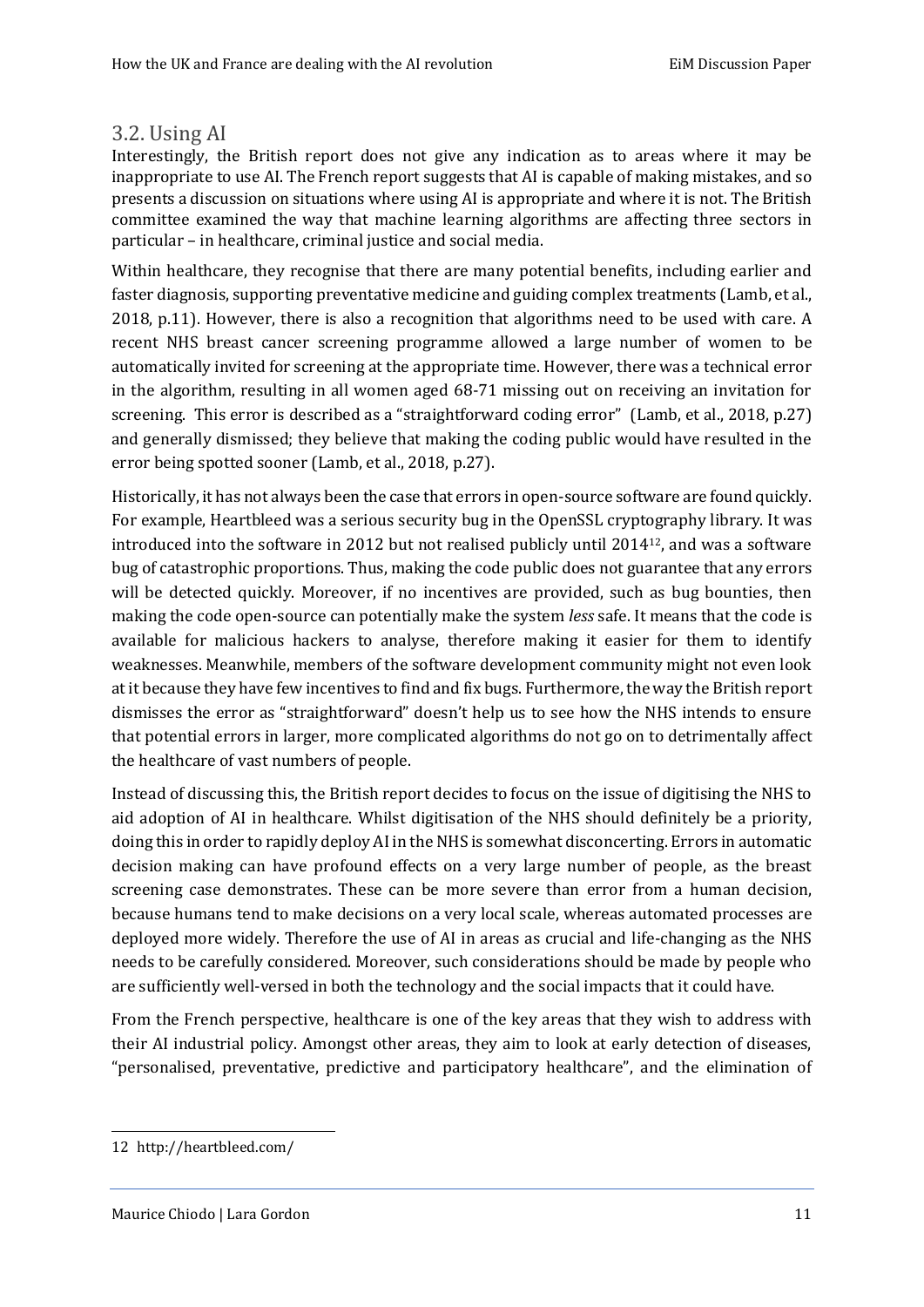## 3.2. Using AI

Interestingly, the British report does not give any indication as to areas where it may be inappropriate to use AI. The French report suggests that AI is capable of making mistakes, and so presents a discussion on situations where using AI is appropriate and where it is not. The British committee examined the way that machine learning algorithms are affecting three sectors in particular – in healthcare, criminal justice and social media.

Within healthcare, they recognise that there are many potential benefits, including earlier and faster diagnosis, supporting preventative medicine and guiding complex treatments (Lamb, et al., 2018, p.11). However, there is also a recognition that algorithms need to be used with care. A recent NHS breast cancer screening programme allowed a large number of women to be automatically invited for screening at the appropriate time. However, there was a technical error in the algorithm, resulting in all women aged 68-71 missing out on receiving an invitation for screening. This error is described as a "straightforward coding error" (Lamb, et al., 2018, p.27) and generally dismissed; they believe that making the coding public would have resulted in the error being spotted sooner (Lamb, et al., 2018, p.27).

Historically, it has not always been the case that errors in open-source software are found quickly. For example, Heartbleed was a serious security bug in the OpenSSL cryptography library. It was introduced into the software in 2012 but not realised publicly until 2014[12], and was a software bug of catastrophic proportions. Thus, making the code public does not guarantee that any errors will be detected quickly. Moreover, if no incentives are provided, such as bug bounties, then making the code open-source can potentially make the system *less* safe. It means that the code is available for malicious hackers to analyse, therefore making it easier for them to identify weaknesses. Meanwhile, members of the software development community might not even look at it because they have few incentives to find and fix bugs. Furthermore, the way the British report dismisses the error as "straightforward" doesn't help us to see how the NHS intends to ensure that potential errors in larger, more complicated algorithms do not go on to detrimentally affect the healthcare of vast numbers of people.

Instead of discussing this, the British report decides to focus on the issue of digitising the NHS to aid adoption of AI in healthcare. Whilst digitisation of the NHS should definitely be a priority, doing this in order to rapidly deploy AI in the NHS is somewhat disconcerting. Errors in automatic decision making can have profound effects on a very large number of people, as the breast screening case demonstrates. These can be more severe than error from a human decision, because humans tend to make decisions on a very local scale, whereas automated processes are deployed more widely. Therefore the use of AI in areas as crucial and life-changing as the NHS needs to be carefully considered. Moreover, such considerations should be made by people who are sufficiently well-versed in both the technology and the social impacts that it could have.

From the French perspective, healthcare is one of the key areas that they wish to address with their AI industrial policy. Amongst other areas, they aim to look at early detection of diseases, "personalised, preventative, predictive and participatory healthcare", and the elimination of

---

12 http://heartbleed.com/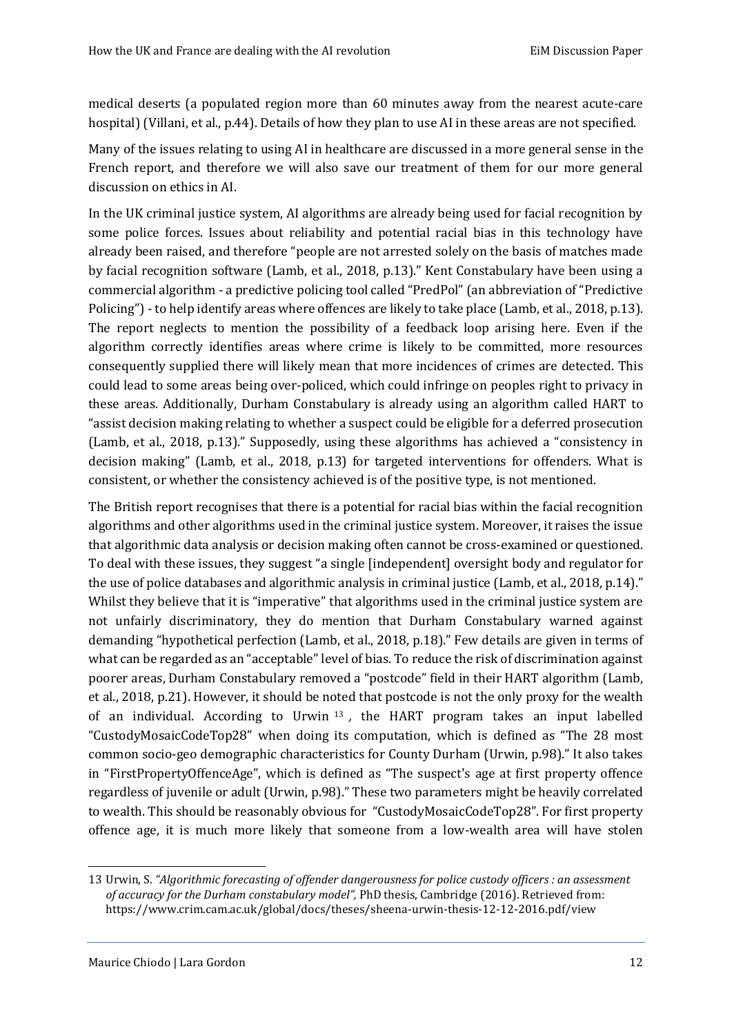medical deserts (a populated region more than 60 minutes away from the nearest acute-care hospital) (Villani, et al., p.44). Details of how they plan to use AI in these areas are not specified.

Many of the issues relating to using AI in healthcare are discussed in a more general sense in the French report, and therefore we will also save our treatment of them for our more general discussion on ethics in AI.

In the UK criminal justice system, AI algorithms are already being used for facial recognition by some police forces. Issues about reliability and potential racial bias in this technology have already been raised, and therefore "people are not arrested solely on the basis of matches made by facial recognition software (Lamb, et al., 2018, p.13)." Kent Constabulary have been using a commercial algorithm - a predictive policing tool called "PredPol" (an abbreviation of "Predictive Policing") - to help identify areas where offences are likely to take place (Lamb, et al., 2018, p.13). The report neglects to mention the possibility of a feedback loop arising here. Even if the algorithm correctly identifies areas where crime is likely to be committed, more resources consequently supplied there will likely mean that more incidences of crimes are detected. This could lead to some areas being over-policed, which could infringe on peoples right to privacy in these areas. Additionally, Durham Constabulary is already using an algorithm called HART to "assist decision making relating to whether a suspect could be eligible for a deferred prosecution (Lamb, et al., 2018, p.13)." Supposedly, using these algorithms has achieved a "consistency in decision making" (Lamb, et al., 2018, p.13) for targeted interventions for offenders. What is consistent, or whether the consistency achieved is of the positive type, is not mentioned.

The British report recognises that there is a potential for racial bias within the facial recognition algorithms and other algorithms used in the criminal justice system. Moreover, it raises the issue that algorithmic data analysis or decision making often cannot be cross-examined or questioned. To deal with these issues, they suggest "a single [independent] oversight body and regulator for the use of police databases and algorithmic analysis in criminal justice (Lamb, et al., 2018, p.14)." Whilst they believe that it is "imperative" that algorithms used in the criminal justice system are not unfairly discriminatory, they do mention that Durham Constabulary warned against demanding "hypothetical perfection (Lamb, et al., 2018, p.18)." Few details are given in terms of what can be regarded as an "acceptable" level of bias. To reduce the risk of discrimination against poorer areas, Durham Constabulary removed a "postcode" field in their HART algorithm (Lamb, et al., 2018, p.21). However, it should be noted that postcode is not the only proxy for the wealth of an individual. According to Urwin [13], the HART program takes an input labelled "CustodyMosaicCodeTop28" when doing its computation, which is defined as "The 28 most common socio-geo demographic characteristics for County Durham (Urwin, p.98)." It also takes in "FirstPropertyOffenceAge", which is defined as "The suspect's age at first property offence regardless of juvenile or adult (Urwin, p.98)." These two parameters might be heavily correlated to wealth. This should be reasonably obvious for "CustodyMosaicCodeTop28". For first property offence age, it is much more likely that someone from a low-wealth area will have stolen

---

13 Urwin, S. *"Algorithmic forecasting of offender dangerousness for police custody officers : an assessment of accuracy for the Durham constabulary model",* PhD thesis, Cambridge (2016). Retrieved from: https://www.crim.cam.ac.uk/global/docs/theses/sheena-urwin-thesis-12-12-2016.pdf/view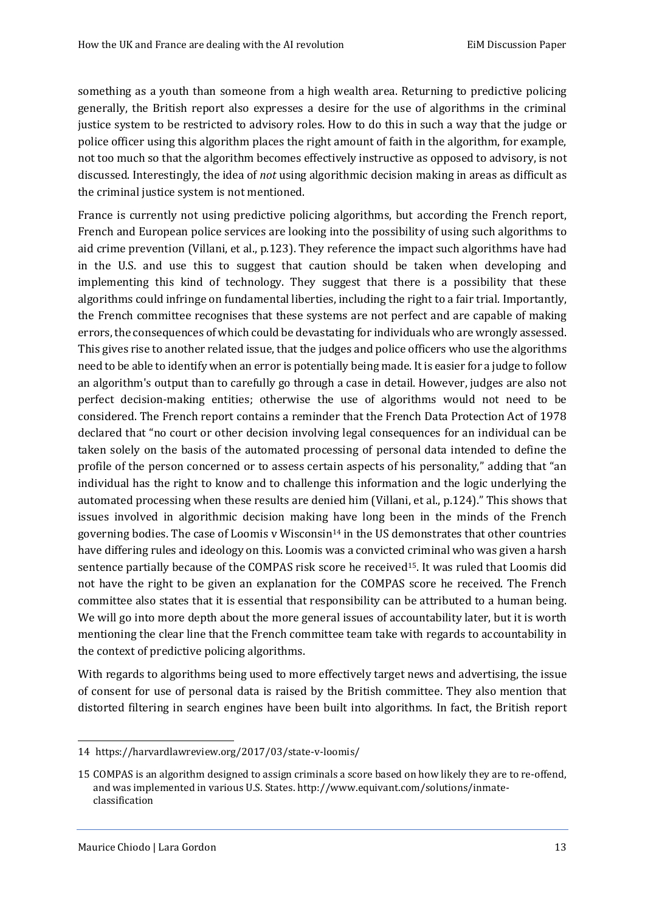something as a youth than someone from a high wealth area. Returning to predictive policing generally, the British report also expresses a desire for the use of algorithms in the criminal justice system to be restricted to advisory roles. How to do this in such a way that the judge or police officer using this algorithm places the right amount of faith in the algorithm, for example, not too much so that the algorithm becomes effectively instructive as opposed to advisory, is not discussed. Interestingly, the idea of *not* using algorithmic decision making in areas as difficult as the criminal justice system is not mentioned.

France is currently not using predictive policing algorithms, but according the French report, French and European police services are looking into the possibility of using such algorithms to aid crime prevention (Villani, et al., p.123). They reference the impact such algorithms have had in the U.S. and use this to suggest that caution should be taken when developing and implementing this kind of technology. They suggest that there is a possibility that these algorithms could infringe on fundamental liberties, including the right to a fair trial. Importantly, the French committee recognises that these systems are not perfect and are capable of making errors, the consequences of which could be devastating for individuals who are wrongly assessed. This gives rise to another related issue, that the judges and police officers who use the algorithms need to be able to identify when an error is potentially being made. It is easier for a judge to follow an algorithm's output than to carefully go through a case in detail. However, judges are also not perfect decision-making entities; otherwise the use of algorithms would not need to be considered. The French report contains a reminder that the French Data Protection Act of 1978 declared that "no court or other decision involving legal consequences for an individual can be taken solely on the basis of the automated processing of personal data intended to define the profile of the person concerned or to assess certain aspects of his personality," adding that "an individual has the right to know and to challenge this information and the logic underlying the automated processing when these results are denied him (Villani, et al., p.124)." This shows that issues involved in algorithmic decision making have long been in the minds of the French governing bodies. The case of Loomis v Wisconsin[14] in the US demonstrates that other countries have differing rules and ideology on this. Loomis was a convicted criminal who was given a harsh sentence partially because of the COMPAS risk score he received[15]. It was ruled that Loomis did not have the right to be given an explanation for the COMPAS score he received. The French committee also states that it is essential that responsibility can be attributed to a human being. We will go into more depth about the more general issues of accountability later, but it is worth mentioning the clear line that the French committee team take with regards to accountability in the context of predictive policing algorithms.

With regards to algorithms being used to more effectively target news and advertising, the issue of consent for use of personal data is raised by the British committee. They also mention that distorted filtering in search engines have been built into algorithms. In fact, the British report

---

14 https://harvardlawreview.org/2017/03/state-v-loomis/

15 COMPAS is an algorithm designed to assign criminals a score based on how likely they are to re-offend, and was implemented in various U.S. States. http://www.equivant.com/solutions/inmate-classification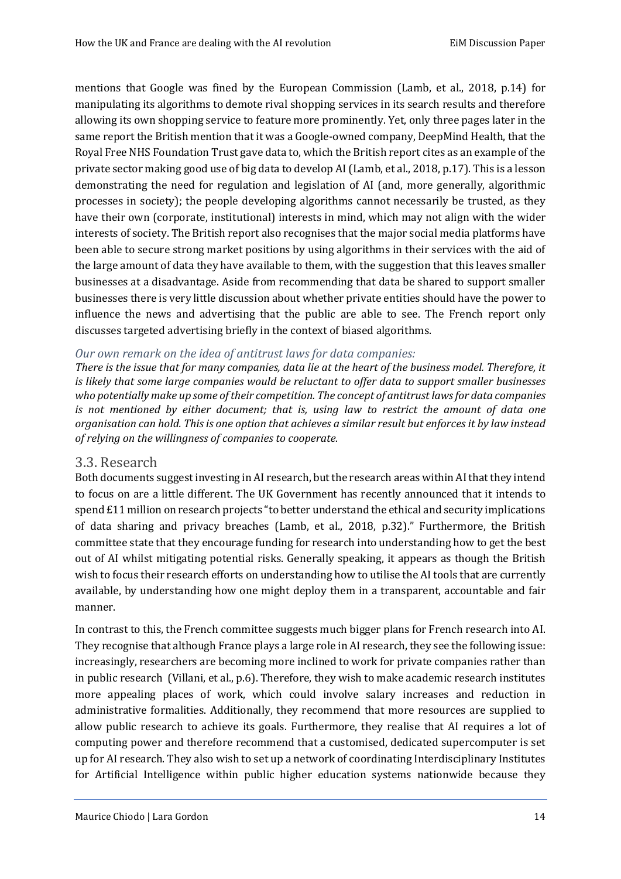mentions that Google was fined by the European Commission (Lamb, et al., 2018, p.14) for manipulating its algorithms to demote rival shopping services in its search results and therefore allowing its own shopping service to feature more prominently. Yet, only three pages later in the same report the British mention that it was a Google-owned company, DeepMind Health, that the Royal Free NHS Foundation Trust gave data to, which the British report cites as an example of the private sector making good use of big data to develop AI (Lamb, et al., 2018, p.17). This is a lesson demonstrating the need for regulation and legislation of AI (and, more generally, algorithmic processes in society); the people developing algorithms cannot necessarily be trusted, as they have their own (corporate, institutional) interests in mind, which may not align with the wider interests of society. The British report also recognises that the major social media platforms have been able to secure strong market positions by using algorithms in their services with the aid of the large amount of data they have available to them, with the suggestion that this leaves smaller businesses at a disadvantage. Aside from recommending that data be shared to support smaller businesses there is very little discussion about whether private entities should have the power to influence the news and advertising that the public are able to see. The French report only discusses targeted advertising briefly in the context of biased algorithms.

*Our own remark on the idea of antitrust laws for data companies:*

*There is the issue that for many companies, data lie at the heart of the business model. Therefore, it is likely that some large companies would be reluctant to offer data to support smaller businesses who potentially make up some of their competition. The concept of antitrust laws for data companies is not mentioned by either document; that is, using law to restrict the amount of data one organisation can hold. This is one option that achieves a similar result but enforces it by law instead of relying on the willingness of companies to cooperate.*

## 3.3. Research

Both documents suggest investing in AI research, but the research areas within AI that they intend to focus on are a little different. The UK Government has recently announced that it intends to spend £11 million on research projects "to better understand the ethical and security implications of data sharing and privacy breaches (Lamb, et al., 2018, p.32)." Furthermore, the British committee state that they encourage funding for research into understanding how to get the best out of AI whilst mitigating potential risks. Generally speaking, it appears as though the British wish to focus their research efforts on understanding how to utilise the AI tools that are currently available, by understanding how one might deploy them in a transparent, accountable and fair manner.

In contrast to this, the French committee suggests much bigger plans for French research into AI. They recognise that although France plays a large role in AI research, they see the following issue: increasingly, researchers are becoming more inclined to work for private companies rather than in public research (Villani, et al., p.6). Therefore, they wish to make academic research institutes more appealing places of work, which could involve salary increases and reduction in administrative formalities. Additionally, they recommend that more resources are supplied to allow public research to achieve its goals. Furthermore, they realise that AI requires a lot of computing power and therefore recommend that a customised, dedicated supercomputer is set up for AI research. They also wish to set up a network of coordinating Interdisciplinary Institutes for Artificial Intelligence within public higher education systems nationwide because they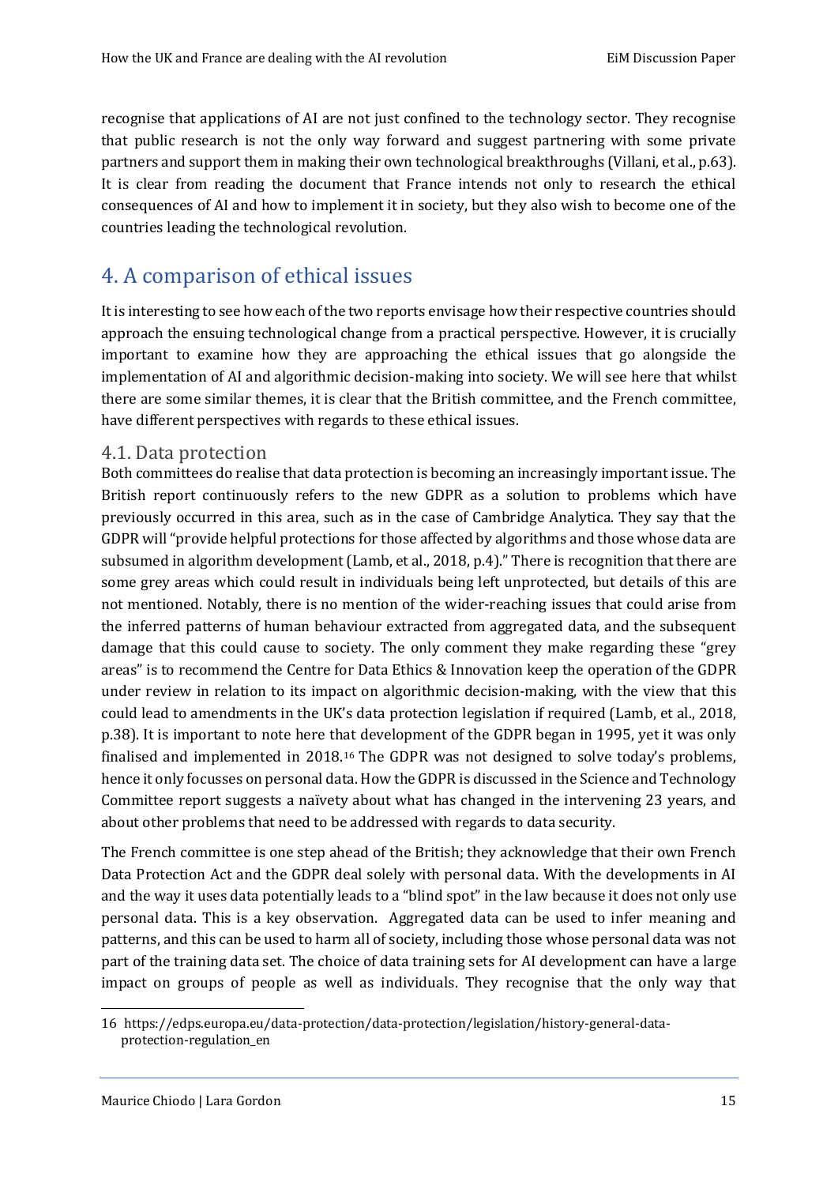recognise that applications of AI are not just confined to the technology sector. They recognise that public research is not the only way forward and suggest partnering with some private partners and support them in making their own technological breakthroughs (Villani, et al., p.63). It is clear from reading the document that France intends not only to research the ethical consequences of AI and how to implement it in society, but they also wish to become one of the countries leading the technological revolution.

# 4. A comparison of ethical issues

It is interesting to see how each of the two reports envisage how their respective countries should approach the ensuing technological change from a practical perspective. However, it is crucially important to examine how they are approaching the ethical issues that go alongside the implementation of AI and algorithmic decision-making into society. We will see here that whilst there are some similar themes, it is clear that the British committee, and the French committee, have different perspectives with regards to these ethical issues.

## 4.1. Data protection

Both committees do realise that data protection is becoming an increasingly important issue. The British report continuously refers to the new GDPR as a solution to problems which have previously occurred in this area, such as in the case of Cambridge Analytica. They say that the GDPR will "provide helpful protections for those affected by algorithms and those whose data are subsumed in algorithm development (Lamb, et al., 2018, p.4)." There is recognition that there are some grey areas which could result in individuals being left unprotected, but details of this are not mentioned. Notably, there is no mention of the wider-reaching issues that could arise from the inferred patterns of human behaviour extracted from aggregated data, and the subsequent damage that this could cause to society. The only comment they make regarding these "grey areas" is to recommend the Centre for Data Ethics & Innovation keep the operation of the GDPR under review in relation to its impact on algorithmic decision-making, with the view that this could lead to amendments in the UK's data protection legislation if required (Lamb, et al., 2018, p.38). It is important to note here that development of the GDPR began in 1995, yet it was only finalised and implemented in 2018.[16] The GDPR was not designed to solve today's problems, hence it only focusses on personal data. How the GDPR is discussed in the Science and Technology Committee report suggests a naïvety about what has changed in the intervening 23 years, and about other problems that need to be addressed with regards to data security.

The French committee is one step ahead of the British; they acknowledge that their own French Data Protection Act and the GDPR deal solely with personal data. With the developments in AI and the way it uses data potentially leads to a "blind spot" in the law because it does not only use personal data. This is a key observation. Aggregated data can be used to infer meaning and patterns, and this can be used to harm all of society, including those whose personal data was not part of the training data set. The choice of data training sets for AI development can have a large impact on groups of people as well as individuals. They recognise that the only way that

16 https://edps.europa.eu/data-protection/data-protection/legislation/history-general-data-protection-regulation_en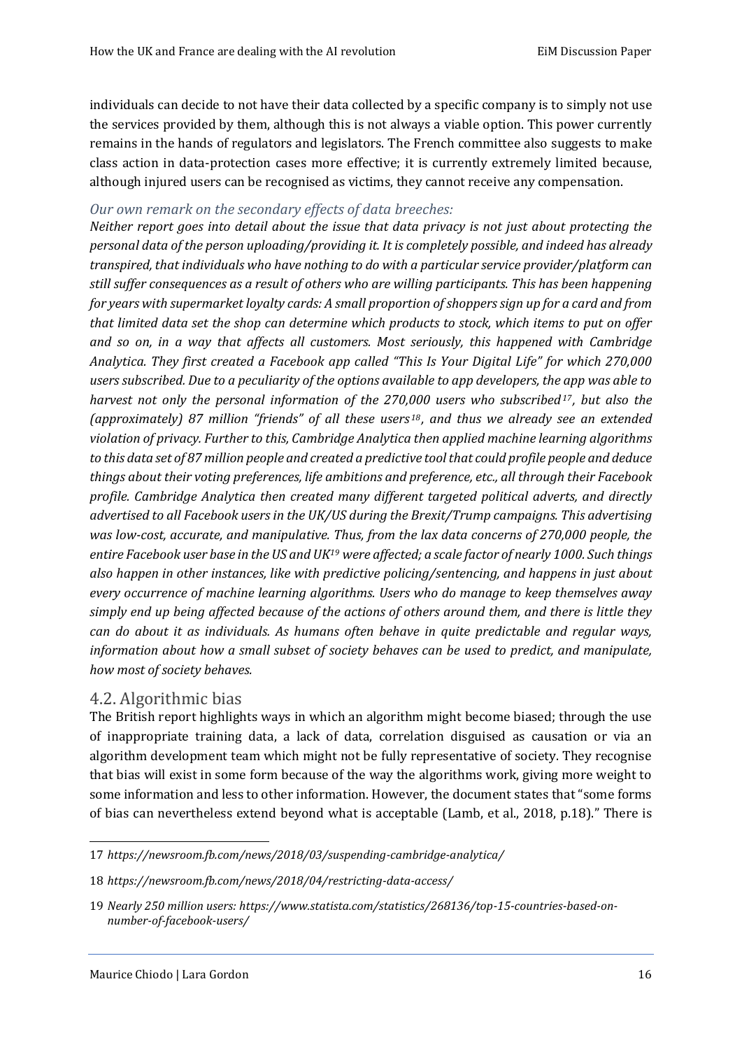individuals can decide to not have their data collected by a specific company is to simply not use the services provided by them, although this is not always a viable option. This power currently remains in the hands of regulators and legislators. The French committee also suggests to make class action in data-protection cases more effective; it is currently extremely limited because, although injured users can be recognised as victims, they cannot receive any compensation.

### *Our own remark on the secondary effects of data breeches:*

*Neither report goes into detail about the issue that data privacy is not just about protecting the personal data of the person uploading/providing it. It is completely possible, and indeed has already transpired, that individuals who have nothing to do with a particular service provider/platform can still suffer consequences as a result of others who are willing participants. This has been happening for years with supermarket loyalty cards: A small proportion of shoppers sign up for a card and from that limited data set the shop can determine which products to stock, which items to put on offer and so on, in a way that affects all customers. Most seriously, this happened with Cambridge Analytica. They first created a Facebook app called "This Is Your Digital Life" for which 270,000 users subscribed. Due to a peculiarity of the options available to app developers, the app was able to harvest not only the personal information of the 270,000 users who subscribed[17], but also the (approximately) 87 million "friends" of all these users[18], and thus we already see an extended violation of privacy. Further to this, Cambridge Analytica then applied machine learning algorithms to this data set of 87 million people and created a predictive tool that could profile people and deduce things about their voting preferences, life ambitions and preference, etc., all through their Facebook profile. Cambridge Analytica then created many different targeted political adverts, and directly advertised to all Facebook users in the UK/US during the Brexit/Trump campaigns. This advertising was low-cost, accurate, and manipulative. Thus, from the lax data concerns of 270,000 people, the entire Facebook user base in the US and UK[19] were affected; a scale factor of nearly 1000. Such things also happen in other instances, like with predictive policing/sentencing, and happens in just about every occurrence of machine learning algorithms. Users who do manage to keep themselves away simply end up being affected because of the actions of others around them, and there is little they can do about it as individuals. As humans often behave in quite predictable and regular ways, information about how a small subset of society behaves can be used to predict, and manipulate, how most of society behaves.*

## 4.2. Algorithmic bias

The British report highlights ways in which an algorithm might become biased; through the use of inappropriate training data, a lack of data, correlation disguised as causation or via an algorithm development team which might not be fully representative of society. They recognise that bias will exist in some form because of the way the algorithms work, giving more weight to some information and less to other information. However, the document states that "some forms of bias can nevertheless extend beyond what is acceptable (Lamb, et al., 2018, p.18)." There is

---

17 *https://newsroom.fb.com/news/2018/03/suspending-cambridge-analytica/*

18 *https://newsroom.fb.com/news/2018/04/restricting-data-access/*

19 *Nearly 250 million users: https://www.statista.com/statistics/268136/top-15-countries-based-on-number-of-facebook-users/*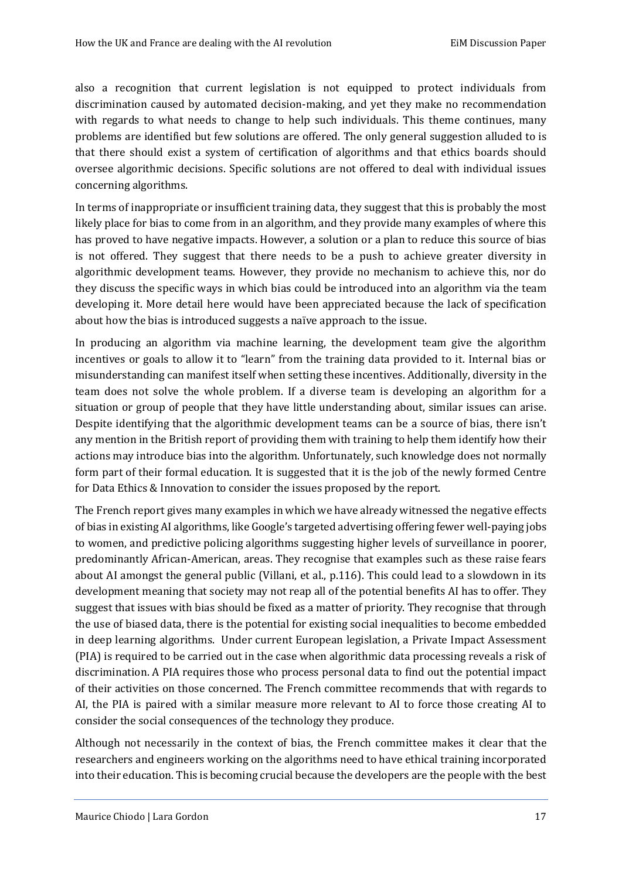also a recognition that current legislation is not equipped to protect individuals from discrimination caused by automated decision-making, and yet they make no recommendation with regards to what needs to change to help such individuals. This theme continues, many problems are identified but few solutions are offered. The only general suggestion alluded to is that there should exist a system of certification of algorithms and that ethics boards should oversee algorithmic decisions. Specific solutions are not offered to deal with individual issues concerning algorithms.

In terms of inappropriate or insufficient training data, they suggest that this is probably the most likely place for bias to come from in an algorithm, and they provide many examples of where this has proved to have negative impacts. However, a solution or a plan to reduce this source of bias is not offered. They suggest that there needs to be a push to achieve greater diversity in algorithmic development teams. However, they provide no mechanism to achieve this, nor do they discuss the specific ways in which bias could be introduced into an algorithm via the team developing it. More detail here would have been appreciated because the lack of specification about how the bias is introduced suggests a naïve approach to the issue.

In producing an algorithm via machine learning, the development team give the algorithm incentives or goals to allow it to "learn" from the training data provided to it. Internal bias or misunderstanding can manifest itself when setting these incentives. Additionally, diversity in the team does not solve the whole problem. If a diverse team is developing an algorithm for a situation or group of people that they have little understanding about, similar issues can arise. Despite identifying that the algorithmic development teams can be a source of bias, there isn't any mention in the British report of providing them with training to help them identify how their actions may introduce bias into the algorithm. Unfortunately, such knowledge does not normally form part of their formal education. It is suggested that it is the job of the newly formed Centre for Data Ethics & Innovation to consider the issues proposed by the report.

The French report gives many examples in which we have already witnessed the negative effects of bias in existing AI algorithms, like Google's targeted advertising offering fewer well-paying jobs to women, and predictive policing algorithms suggesting higher levels of surveillance in poorer, predominantly African-American, areas. They recognise that examples such as these raise fears about AI amongst the general public (Villani, et al., p.116). This could lead to a slowdown in its development meaning that society may not reap all of the potential benefits AI has to offer. They suggest that issues with bias should be fixed as a matter of priority. They recognise that through the use of biased data, there is the potential for existing social inequalities to become embedded in deep learning algorithms. Under current European legislation, a Private Impact Assessment (PIA) is required to be carried out in the case when algorithmic data processing reveals a risk of discrimination. A PIA requires those who process personal data to find out the potential impact of their activities on those concerned. The French committee recommends that with regards to AI, the PIA is paired with a similar measure more relevant to AI to force those creating AI to consider the social consequences of the technology they produce.

Although not necessarily in the context of bias, the French committee makes it clear that the researchers and engineers working on the algorithms need to have ethical training incorporated into their education. This is becoming crucial because the developers are the people with the best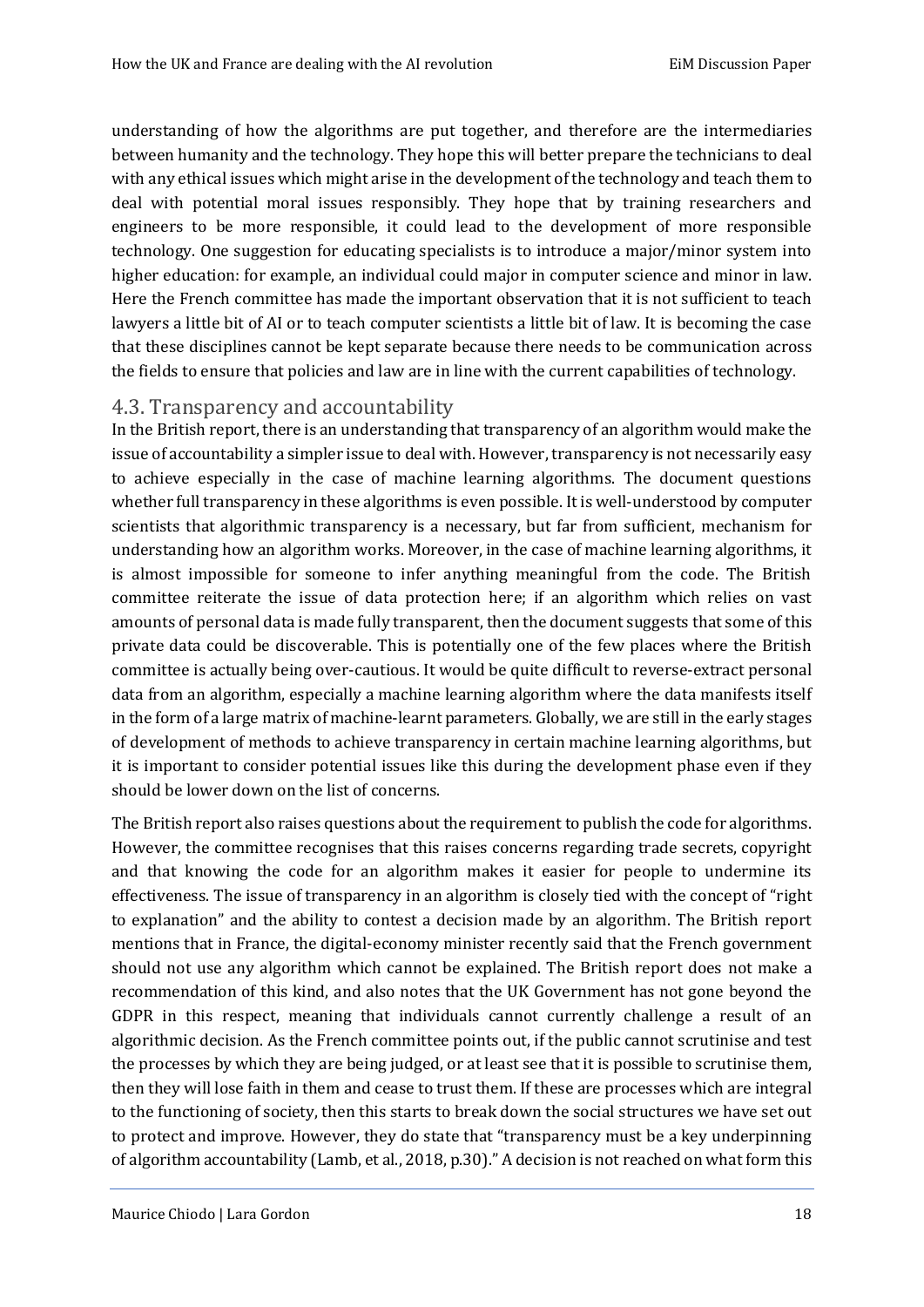understanding of how the algorithms are put together, and therefore are the intermediaries between humanity and the technology. They hope this will better prepare the technicians to deal with any ethical issues which might arise in the development of the technology and teach them to deal with potential moral issues responsibly. They hope that by training researchers and engineers to be more responsible, it could lead to the development of more responsible technology. One suggestion for educating specialists is to introduce a major/minor system into higher education: for example, an individual could major in computer science and minor in law. Here the French committee has made the important observation that it is not sufficient to teach lawyers a little bit of AI or to teach computer scientists a little bit of law. It is becoming the case that these disciplines cannot be kept separate because there needs to be communication across the fields to ensure that policies and law are in line with the current capabilities of technology.

## 4.3. Transparency and accountability

In the British report, there is an understanding that transparency of an algorithm would make the issue of accountability a simpler issue to deal with. However, transparency is not necessarily easy to achieve especially in the case of machine learning algorithms. The document questions whether full transparency in these algorithms is even possible. It is well-understood by computer scientists that algorithmic transparency is a necessary, but far from sufficient, mechanism for understanding how an algorithm works. Moreover, in the case of machine learning algorithms, it is almost impossible for someone to infer anything meaningful from the code. The British committee reiterate the issue of data protection here; if an algorithm which relies on vast amounts of personal data is made fully transparent, then the document suggests that some of this private data could be discoverable. This is potentially one of the few places where the British committee is actually being over-cautious. It would be quite difficult to reverse-extract personal data from an algorithm, especially a machine learning algorithm where the data manifests itself in the form of a large matrix of machine-learnt parameters. Globally, we are still in the early stages of development of methods to achieve transparency in certain machine learning algorithms, but it is important to consider potential issues like this during the development phase even if they should be lower down on the list of concerns.

The British report also raises questions about the requirement to publish the code for algorithms. However, the committee recognises that this raises concerns regarding trade secrets, copyright and that knowing the code for an algorithm makes it easier for people to undermine its effectiveness. The issue of transparency in an algorithm is closely tied with the concept of "right to explanation" and the ability to contest a decision made by an algorithm. The British report mentions that in France, the digital-economy minister recently said that the French government should not use any algorithm which cannot be explained. The British report does not make a recommendation of this kind, and also notes that the UK Government has not gone beyond the GDPR in this respect, meaning that individuals cannot currently challenge a result of an algorithmic decision. As the French committee points out, if the public cannot scrutinise and test the processes by which they are being judged, or at least see that it is possible to scrutinise them, then they will lose faith in them and cease to trust them. If these are processes which are integral to the functioning of society, then this starts to break down the social structures we have set out to protect and improve. However, they do state that "transparency must be a key underpinning of algorithm accountability (Lamb, et al., 2018, p.30)." A decision is not reached on what form this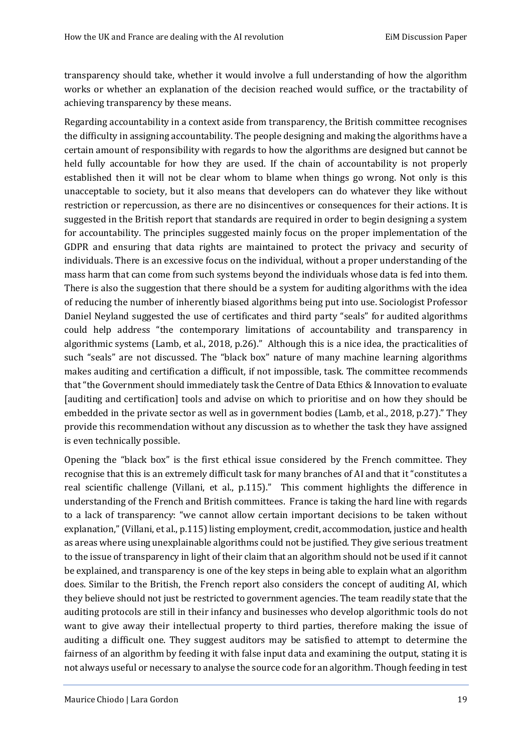transparency should take, whether it would involve a full understanding of how the algorithm works or whether an explanation of the decision reached would suffice, or the tractability of achieving transparency by these means.

Regarding accountability in a context aside from transparency, the British committee recognises the difficulty in assigning accountability. The people designing and making the algorithms have a certain amount of responsibility with regards to how the algorithms are designed but cannot be held fully accountable for how they are used. If the chain of accountability is not properly established then it will not be clear whom to blame when things go wrong. Not only is this unacceptable to society, but it also means that developers can do whatever they like without restriction or repercussion, as there are no disincentives or consequences for their actions. It is suggested in the British report that standards are required in order to begin designing a system for accountability. The principles suggested mainly focus on the proper implementation of the GDPR and ensuring that data rights are maintained to protect the privacy and security of individuals. There is an excessive focus on the individual, without a proper understanding of the mass harm that can come from such systems beyond the individuals whose data is fed into them. There is also the suggestion that there should be a system for auditing algorithms with the idea of reducing the number of inherently biased algorithms being put into use. Sociologist Professor Daniel Neyland suggested the use of certificates and third party "seals" for audited algorithms could help address "the contemporary limitations of accountability and transparency in algorithmic systems (Lamb, et al., 2018, p.26)." Although this is a nice idea, the practicalities of such "seals" are not discussed. The "black box" nature of many machine learning algorithms makes auditing and certification a difficult, if not impossible, task. The committee recommends that "the Government should immediately task the Centre of Data Ethics & Innovation to evaluate [auditing and certification] tools and advise on which to prioritise and on how they should be embedded in the private sector as well as in government bodies (Lamb, et al., 2018, p.27)." They provide this recommendation without any discussion as to whether the task they have assigned is even technically possible.

Opening the "black box" is the first ethical issue considered by the French committee. They recognise that this is an extremely difficult task for many branches of AI and that it "constitutes a real scientific challenge (Villani, et al., p.115)." This comment highlights the difference in understanding of the French and British committees. France is taking the hard line with regards to a lack of transparency: "we cannot allow certain important decisions to be taken without explanation," (Villani, et al., p.115) listing employment, credit, accommodation, justice and health as areas where using unexplainable algorithms could not be justified. They give serious treatment to the issue of transparency in light of their claim that an algorithm should not be used if it cannot be explained, and transparency is one of the key steps in being able to explain what an algorithm does. Similar to the British, the French report also considers the concept of auditing AI, which they believe should not just be restricted to government agencies. The team readily state that the auditing protocols are still in their infancy and businesses who develop algorithmic tools do not want to give away their intellectual property to third parties, therefore making the issue of auditing a difficult one. They suggest auditors may be satisfied to attempt to determine the fairness of an algorithm by feeding it with false input data and examining the output, stating it is not always useful or necessary to analyse the source code for an algorithm. Though feeding in test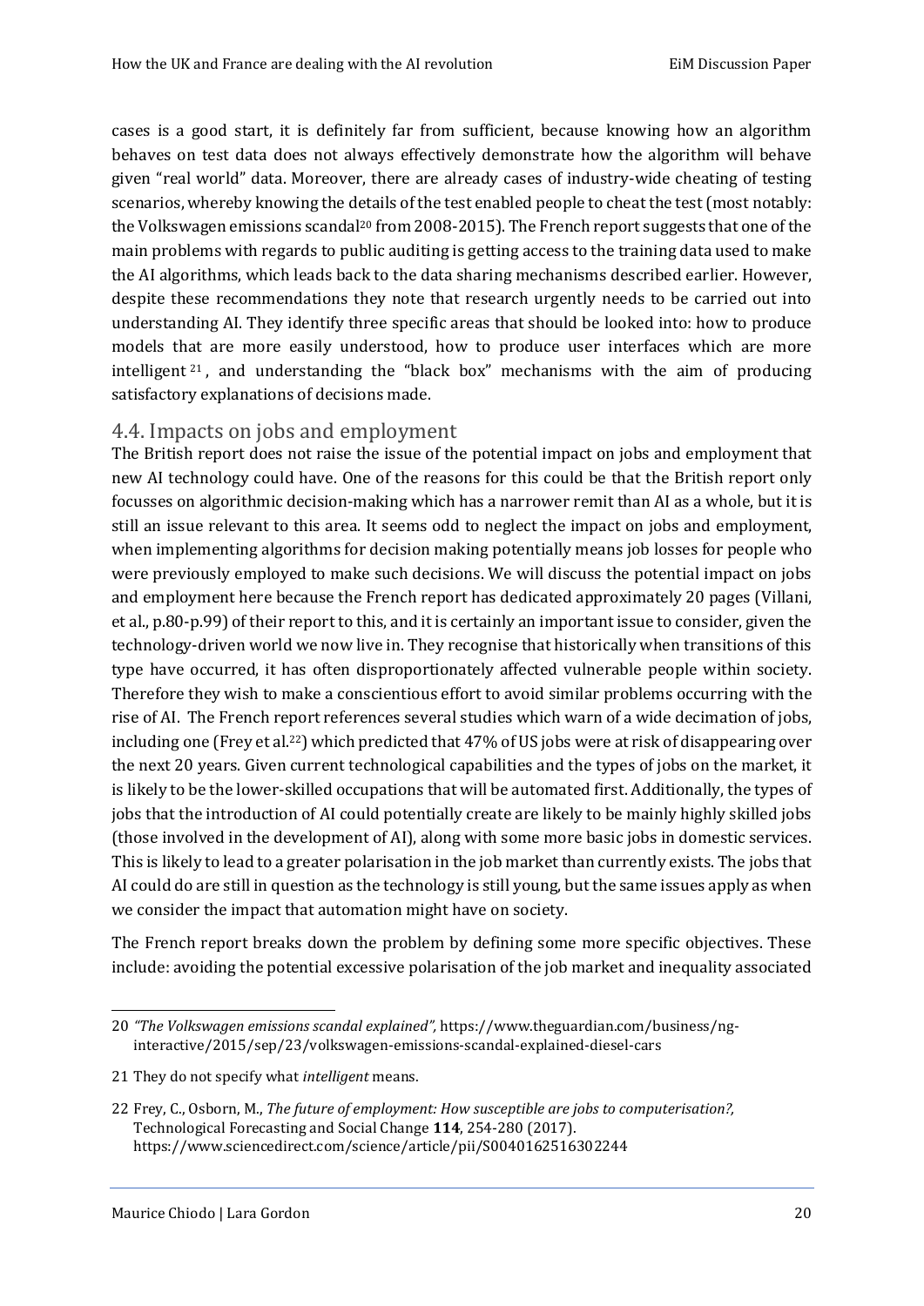cases is a good start, it is definitely far from sufficient, because knowing how an algorithm behaves on test data does not always effectively demonstrate how the algorithm will behave given "real world" data. Moreover, there are already cases of industry-wide cheating of testing scenarios, whereby knowing the details of the test enabled people to cheat the test (most notably: the Volkswagen emissions scandal[20] from 2008-2015). The French report suggests that one of the main problems with regards to public auditing is getting access to the training data used to make the AI algorithms, which leads back to the data sharing mechanisms described earlier. However, despite these recommendations they note that research urgently needs to be carried out into understanding AI. They identify three specific areas that should be looked into: how to produce models that are more easily understood, how to produce user interfaces which are more intelligent[21], and understanding the "black box" mechanisms with the aim of producing satisfactory explanations of decisions made.

## 4.4. Impacts on jobs and employment

The British report does not raise the issue of the potential impact on jobs and employment that new AI technology could have. One of the reasons for this could be that the British report only focusses on algorithmic decision-making which has a narrower remit than AI as a whole, but it is still an issue relevant to this area. It seems odd to neglect the impact on jobs and employment, when implementing algorithms for decision making potentially means job losses for people who were previously employed to make such decisions. We will discuss the potential impact on jobs and employment here because the French report has dedicated approximately 20 pages (Villani, et al., p.80-p.99) of their report to this, and it is certainly an important issue to consider, given the technology-driven world we now live in. They recognise that historically when transitions of this type have occurred, it has often disproportionately affected vulnerable people within society. Therefore they wish to make a conscientious effort to avoid similar problems occurring with the rise of AI. The French report references several studies which warn of a wide decimation of jobs, including one (Frey et al.[22]) which predicted that 47% of US jobs were at risk of disappearing over the next 20 years. Given current technological capabilities and the types of jobs on the market, it is likely to be the lower-skilled occupations that will be automated first. Additionally, the types of jobs that the introduction of AI could potentially create are likely to be mainly highly skilled jobs (those involved in the development of AI), along with some more basic jobs in domestic services. This is likely to lead to a greater polarisation in the job market than currently exists. The jobs that AI could do are still in question as the technology is still young, but the same issues apply as when we consider the impact that automation might have on society.

The French report breaks down the problem by defining some more specific objectives. These include: avoiding the potential excessive polarisation of the job market and inequality associated

---

20 *"The Volkswagen emissions scandal explained",* https://www.theguardian.com/business/ng-interactive/2015/sep/23/volkswagen-emissions-scandal-explained-diesel-cars

21 They do not specify what *intelligent* means.

22 Frey, C., Osborn, M., *The future of employment: How susceptible are jobs to computerisation?,* Technological Forecasting and Social Change **114**, 254-280 (2017). https://www.sciencedirect.com/science/article/pii/S0040162516302244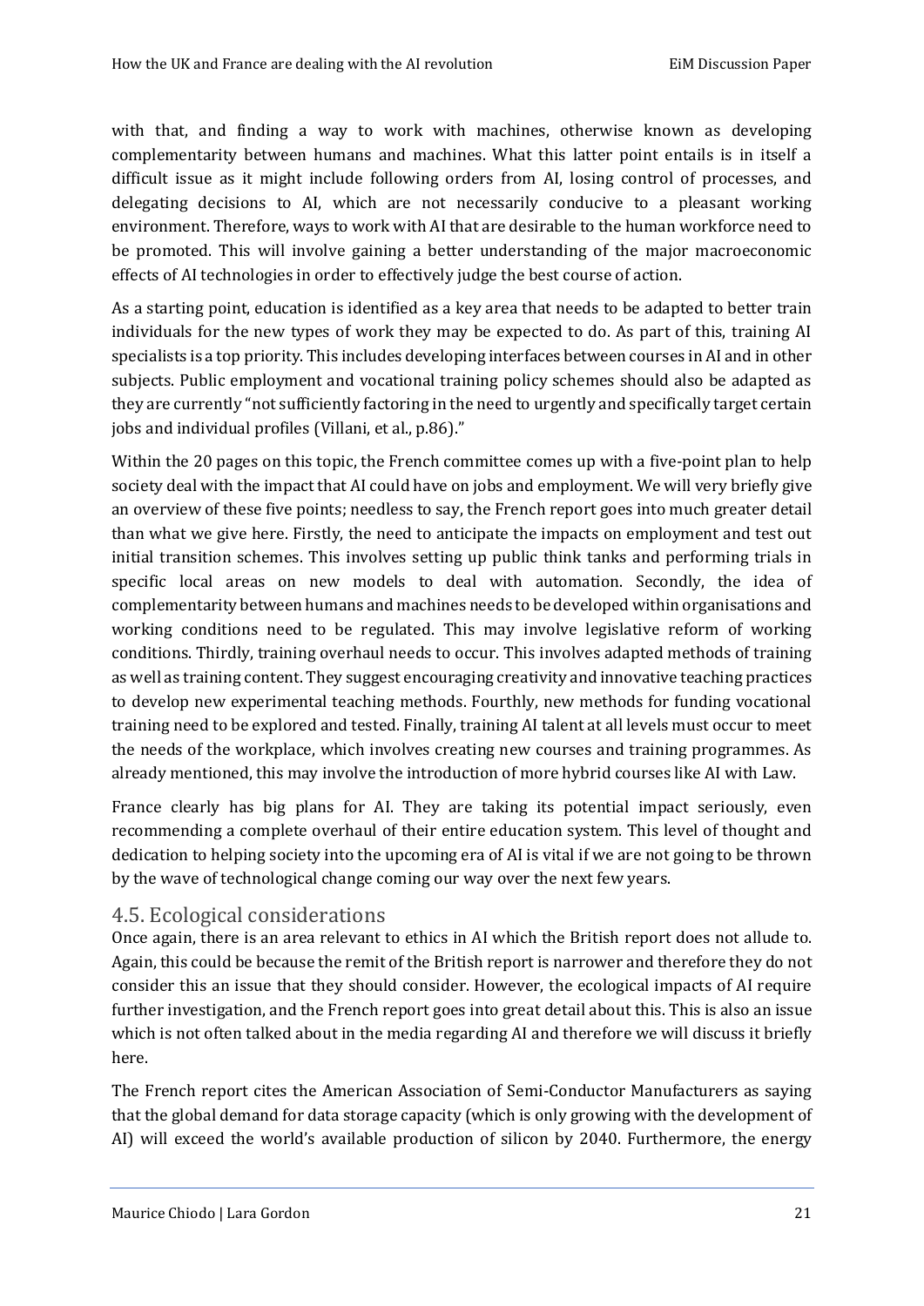with that, and finding a way to work with machines, otherwise known as developing complementarity between humans and machines. What this latter point entails is in itself a difficult issue as it might include following orders from AI, losing control of processes, and delegating decisions to AI, which are not necessarily conducive to a pleasant working environment. Therefore, ways to work with AI that are desirable to the human workforce need to be promoted. This will involve gaining a better understanding of the major macroeconomic effects of AI technologies in order to effectively judge the best course of action.

As a starting point, education is identified as a key area that needs to be adapted to better train individuals for the new types of work they may be expected to do. As part of this, training AI specialists is a top priority. This includes developing interfaces between courses in AI and in other subjects. Public employment and vocational training policy schemes should also be adapted as they are currently "not sufficiently factoring in the need to urgently and specifically target certain jobs and individual profiles (Villani, et al., p.86)."

Within the 20 pages on this topic, the French committee comes up with a five-point plan to help society deal with the impact that AI could have on jobs and employment. We will very briefly give an overview of these five points; needless to say, the French report goes into much greater detail than what we give here. Firstly, the need to anticipate the impacts on employment and test out initial transition schemes. This involves setting up public think tanks and performing trials in specific local areas on new models to deal with automation. Secondly, the idea of complementarity between humans and machines needs to be developed within organisations and working conditions need to be regulated. This may involve legislative reform of working conditions. Thirdly, training overhaul needs to occur. This involves adapted methods of training as well as training content. They suggest encouraging creativity and innovative teaching practices to develop new experimental teaching methods. Fourthly, new methods for funding vocational training need to be explored and tested. Finally, training AI talent at all levels must occur to meet the needs of the workplace, which involves creating new courses and training programmes. As already mentioned, this may involve the introduction of more hybrid courses like AI with Law.

France clearly has big plans for AI. They are taking its potential impact seriously, even recommending a complete overhaul of their entire education system. This level of thought and dedication to helping society into the upcoming era of AI is vital if we are not going to be thrown by the wave of technological change coming our way over the next few years.

## 4.5. Ecological considerations

Once again, there is an area relevant to ethics in AI which the British report does not allude to. Again, this could be because the remit of the British report is narrower and therefore they do not consider this an issue that they should consider. However, the ecological impacts of AI require further investigation, and the French report goes into great detail about this. This is also an issue which is not often talked about in the media regarding AI and therefore we will discuss it briefly here.

The French report cites the American Association of Semi-Conductor Manufacturers as saying that the global demand for data storage capacity (which is only growing with the development of AI) will exceed the world's available production of silicon by 2040. Furthermore, the energy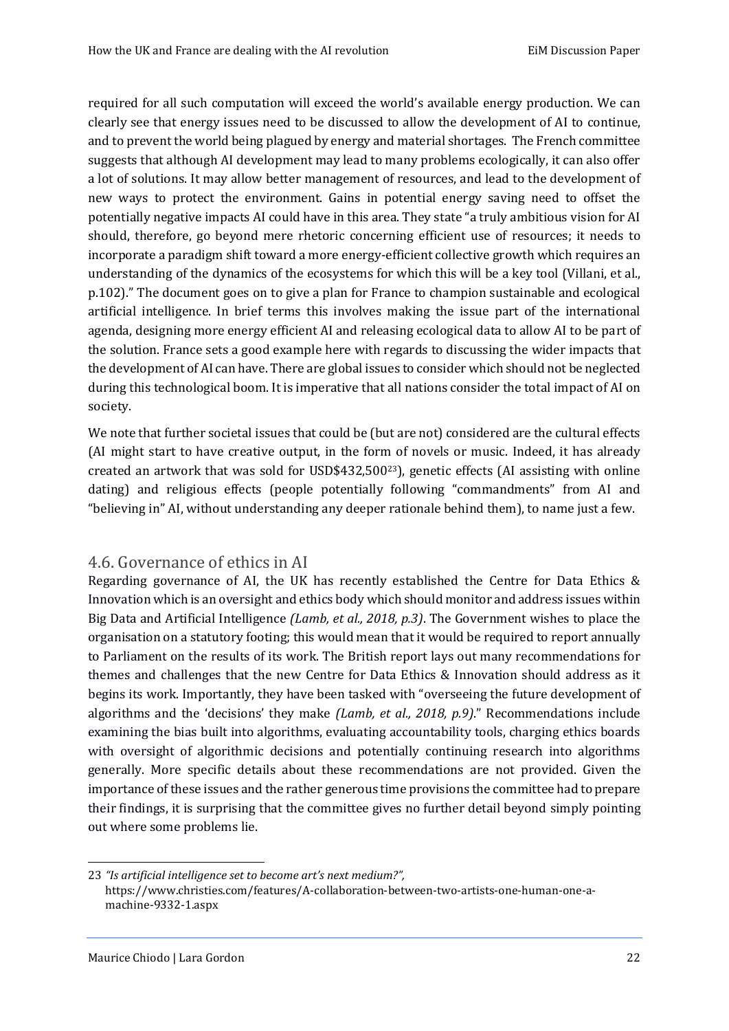required for all such computation will exceed the world's available energy production. We can clearly see that energy issues need to be discussed to allow the development of AI to continue, and to prevent the world being plagued by energy and material shortages. The French committee suggests that although AI development may lead to many problems ecologically, it can also offer a lot of solutions. It may allow better management of resources, and lead to the development of new ways to protect the environment. Gains in potential energy saving need to offset the potentially negative impacts AI could have in this area. They state "a truly ambitious vision for AI should, therefore, go beyond mere rhetoric concerning efficient use of resources; it needs to incorporate a paradigm shift toward a more energy-efficient collective growth which requires an understanding of the dynamics of the ecosystems for which this will be a key tool (Villani, et al., p.102)." The document goes on to give a plan for France to champion sustainable and ecological artificial intelligence. In brief terms this involves making the issue part of the international agenda, designing more energy efficient AI and releasing ecological data to allow AI to be part of the solution. France sets a good example here with regards to discussing the wider impacts that the development of AI can have. There are global issues to consider which should not be neglected during this technological boom. It is imperative that all nations consider the total impact of AI on society.

We note that further societal issues that could be (but are not) considered are the cultural effects (AI might start to have creative output, in the form of novels or music. Indeed, it has already created an artwork that was sold for USD$432,500[23]), genetic effects (AI assisting with online dating) and religious effects (people potentially following "commandments" from AI and "believing in" AI, without understanding any deeper rationale behind them), to name just a few.

## 4.6. Governance of ethics in AI

Regarding governance of AI, the UK has recently established the Centre for Data Ethics & Innovation which is an oversight and ethics body which should monitor and address issues within Big Data and Artificial Intelligence *(Lamb, et al., 2018, p.3)*. The Government wishes to place the organisation on a statutory footing; this would mean that it would be required to report annually to Parliament on the results of its work. The British report lays out many recommendations for themes and challenges that the new Centre for Data Ethics & Innovation should address as it begins its work. Importantly, they have been tasked with "overseeing the future development of algorithms and the 'decisions' they make *(Lamb, et al., 2018, p.9)*." Recommendations include examining the bias built into algorithms, evaluating accountability tools, charging ethics boards with oversight of algorithmic decisions and potentially continuing research into algorithms generally. More specific details about these recommendations are not provided. Given the importance of these issues and the rather generous time provisions the committee had to prepare their findings, it is surprising that the committee gives no further detail beyond simply pointing out where some problems lie.

---

23 *"Is artificial intelligence set to become art's next medium?",* https://www.christies.com/features/A-collaboration-between-two-artists-one-human-one-a-machine-9332-1.aspx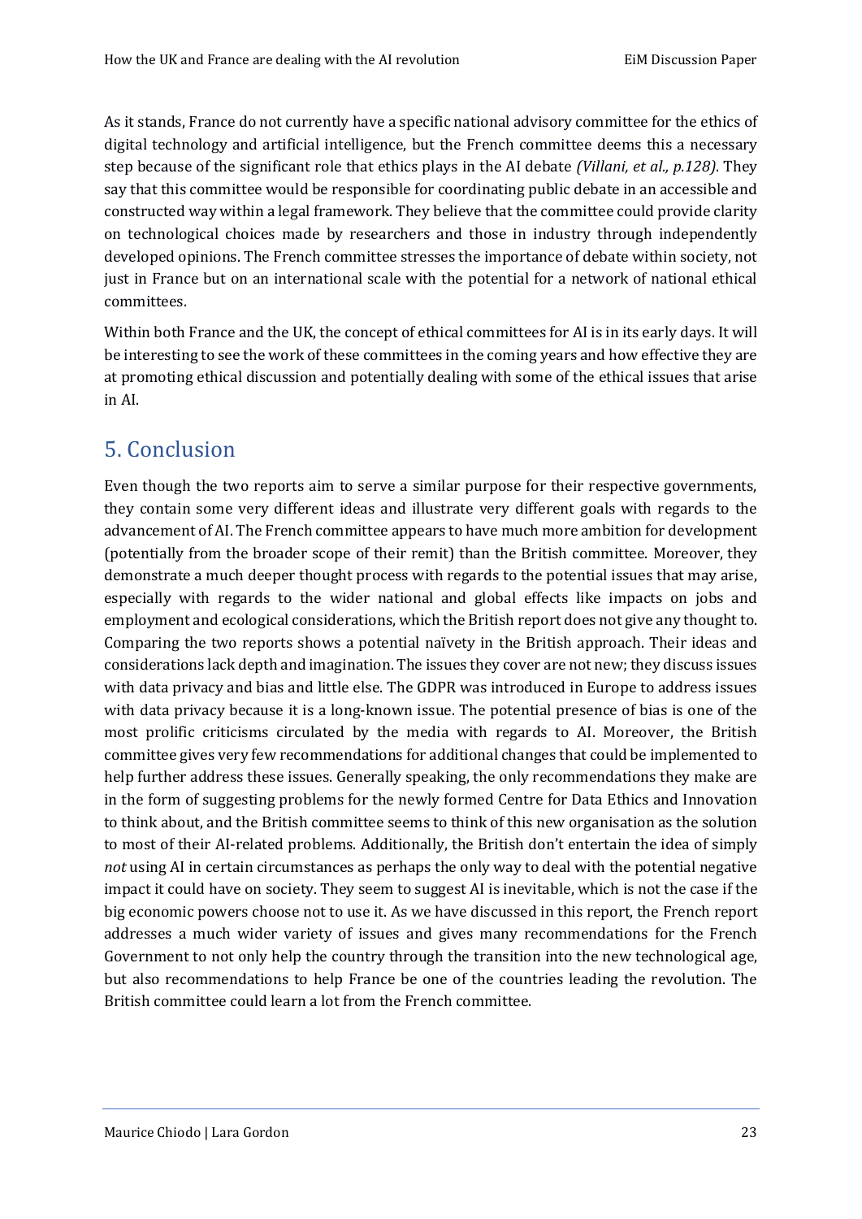As it stands, France do not currently have a specific national advisory committee for the ethics of digital technology and artificial intelligence, but the French committee deems this a necessary step because of the significant role that ethics plays in the AI debate *(Villani, et al., p.128)*. They say that this committee would be responsible for coordinating public debate in an accessible and constructed way within a legal framework. They believe that the committee could provide clarity on technological choices made by researchers and those in industry through independently developed opinions. The French committee stresses the importance of debate within society, not just in France but on an international scale with the potential for a network of national ethical committees.

Within both France and the UK, the concept of ethical committees for AI is in its early days. It will be interesting to see the work of these committees in the coming years and how effective they are at promoting ethical discussion and potentially dealing with some of the ethical issues that arise in AI.

## 5. Conclusion

Even though the two reports aim to serve a similar purpose for their respective governments, they contain some very different ideas and illustrate very different goals with regards to the advancement of AI. The French committee appears to have much more ambition for development (potentially from the broader scope of their remit) than the British committee. Moreover, they demonstrate a much deeper thought process with regards to the potential issues that may arise, especially with regards to the wider national and global effects like impacts on jobs and employment and ecological considerations, which the British report does not give any thought to. Comparing the two reports shows a potential naïvety in the British approach. Their ideas and considerations lack depth and imagination. The issues they cover are not new; they discuss issues with data privacy and bias and little else. The GDPR was introduced in Europe to address issues with data privacy because it is a long-known issue. The potential presence of bias is one of the most prolific criticisms circulated by the media with regards to AI. Moreover, the British committee gives very few recommendations for additional changes that could be implemented to help further address these issues. Generally speaking, the only recommendations they make are in the form of suggesting problems for the newly formed Centre for Data Ethics and Innovation to think about, and the British committee seems to think of this new organisation as the solution to most of their AI-related problems. Additionally, the British don't entertain the idea of simply *not* using AI in certain circumstances as perhaps the only way to deal with the potential negative impact it could have on society. They seem to suggest AI is inevitable, which is not the case if the big economic powers choose not to use it. As we have discussed in this report, the French report addresses a much wider variety of issues and gives many recommendations for the French Government to not only help the country through the transition into the new technological age, but also recommendations to help France be one of the countries leading the revolution. The British committee could learn a lot from the French committee.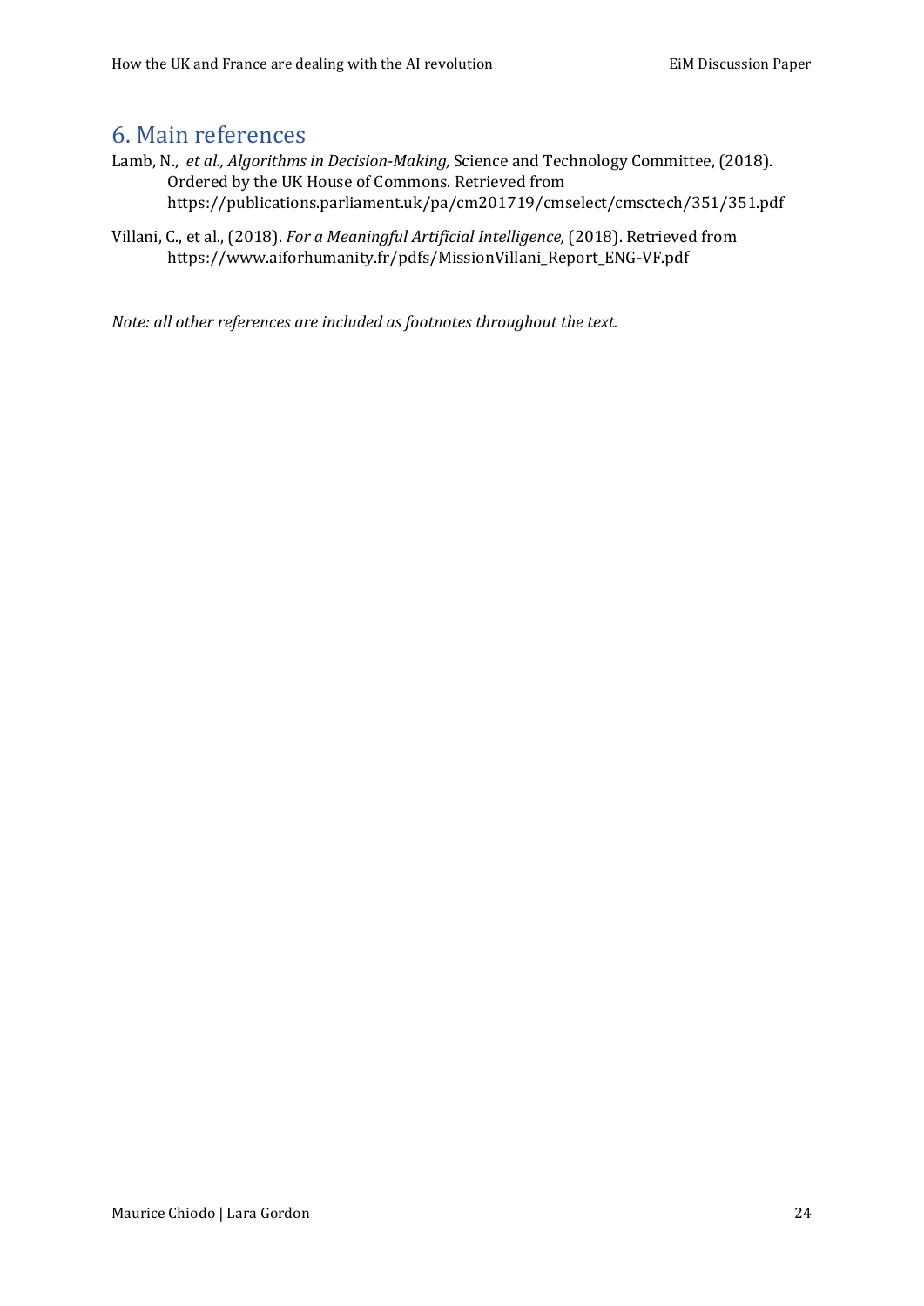## 6. Main references

Lamb, N., *et al., Algorithms in Decision-Making,* Science and Technology Committee, (2018). Ordered by the UK House of Commons. Retrieved from https://publications.parliament.uk/pa/cm201719/cmselect/cmsctech/351/351.pdf

Villani, C., et al., (2018). *For a Meaningful Artificial Intelligence,* (2018). Retrieved from https://www.aiforhumanity.fr/pdfs/MissionVillani_Report_ENG-VF.pdf

*Note: all other references are included as footnotes throughout the text.*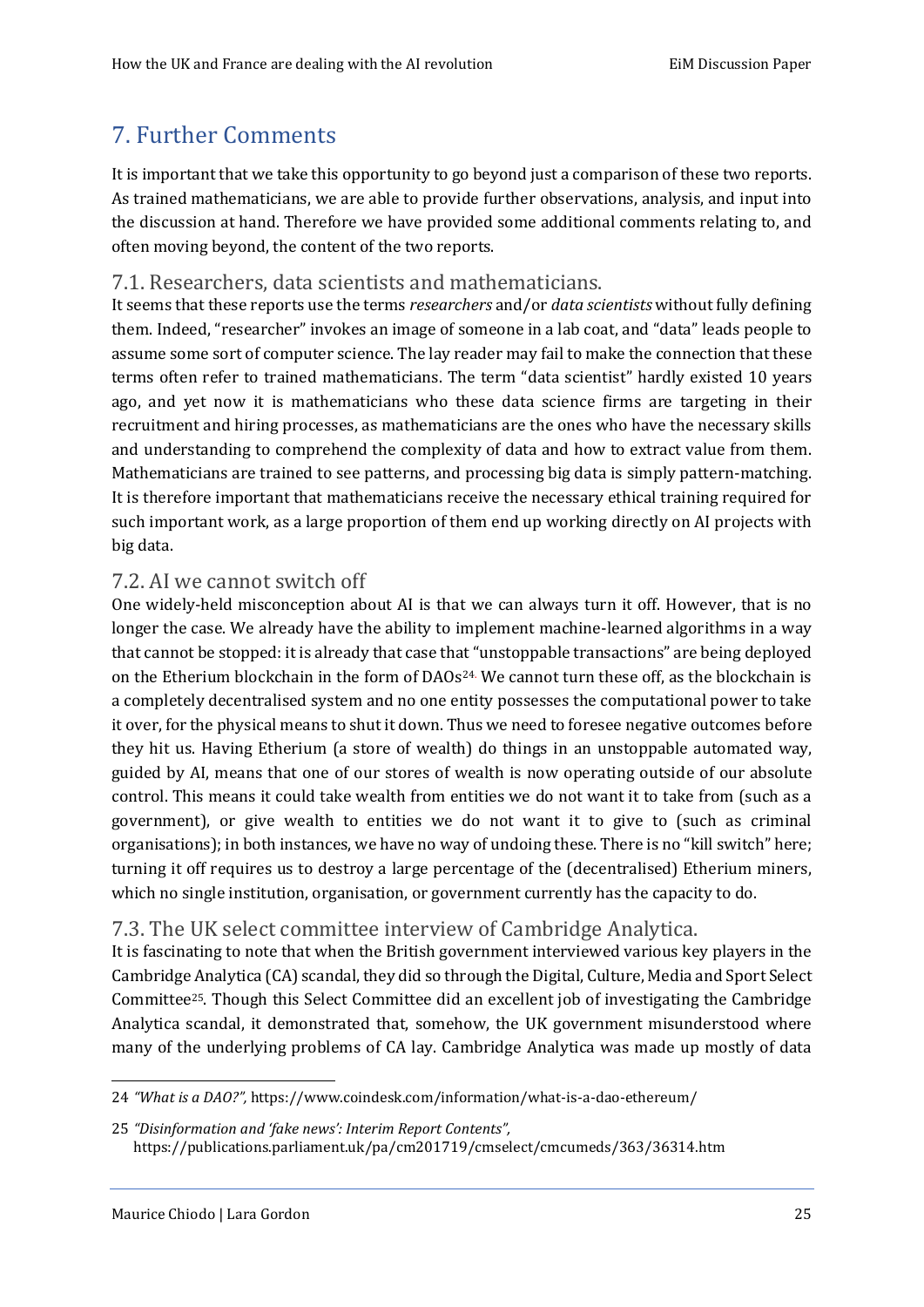## 7. Further Comments

It is important that we take this opportunity to go beyond just a comparison of these two reports. As trained mathematicians, we are able to provide further observations, analysis, and input into the discussion at hand. Therefore we have provided some additional comments relating to, and often moving beyond, the content of the two reports.

### 7.1. Researchers, data scientists and mathematicians.

It seems that these reports use the terms *researchers* and/or *data scientists* without fully defining them. Indeed, "researcher" invokes an image of someone in a lab coat, and "data" leads people to assume some sort of computer science. The lay reader may fail to make the connection that these terms often refer to trained mathematicians. The term "data scientist" hardly existed 10 years ago, and yet now it is mathematicians who these data science firms are targeting in their recruitment and hiring processes, as mathematicians are the ones who have the necessary skills and understanding to comprehend the complexity of data and how to extract value from them. Mathematicians are trained to see patterns, and processing big data is simply pattern-matching. It is therefore important that mathematicians receive the necessary ethical training required for such important work, as a large proportion of them end up working directly on AI projects with big data.

### 7.2. AI we cannot switch off

One widely-held misconception about AI is that we can always turn it off. However, that is no longer the case. We already have the ability to implement machine-learned algorithms in a way that cannot be stopped: it is already that case that "unstoppable transactions" are being deployed on the Etherium blockchain in the form of DAOs[24]. We cannot turn these off, as the blockchain is a completely decentralised system and no one entity possesses the computational power to take it over, for the physical means to shut it down. Thus we need to foresee negative outcomes before they hit us. Having Etherium (a store of wealth) do things in an unstoppable automated way, guided by AI, means that one of our stores of wealth is now operating outside of our absolute control. This means it could take wealth from entities we do not want it to take from (such as a government), or give wealth to entities we do not want it to give to (such as criminal organisations); in both instances, we have no way of undoing these. There is no "kill switch" here; turning it off requires us to destroy a large percentage of the (decentralised) Etherium miners, which no single institution, organisation, or government currently has the capacity to do.

### 7.3. The UK select committee interview of Cambridge Analytica.

It is fascinating to note that when the British government interviewed various key players in the Cambridge Analytica (CA) scandal, they did so through the Digital, Culture, Media and Sport Select Committee[25]. Though this Select Committee did an excellent job of investigating the Cambridge Analytica scandal, it demonstrated that, somehow, the UK government misunderstood where many of the underlying problems of CA lay. Cambridge Analytica was made up mostly of data

---

24 *"What is a DAO?",* https://www.coindesk.com/information/what-is-a-dao-ethereum/

25 *"Disinformation and 'fake news': Interim Report Contents",* https://publications.parliament.uk/pa/cm201719/cmselect/cmcumeds/363/36314.htm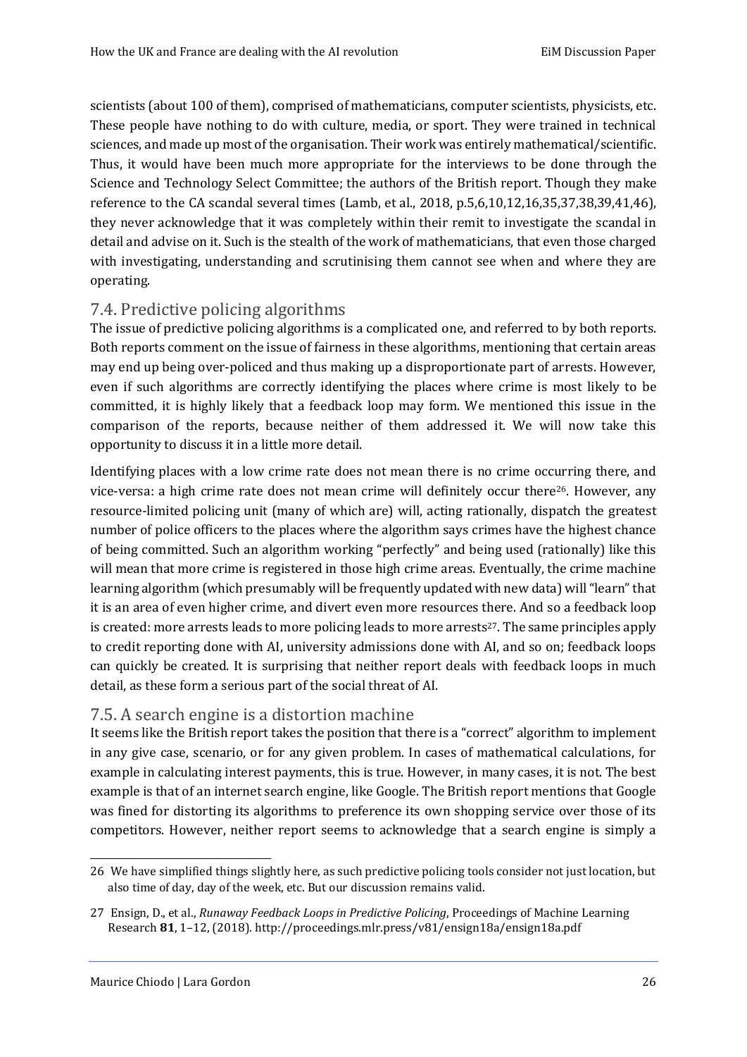scientists (about 100 of them), comprised of mathematicians, computer scientists, physicists, etc. These people have nothing to do with culture, media, or sport. They were trained in technical sciences, and made up most of the organisation. Their work was entirely mathematical/scientific. Thus, it would have been much more appropriate for the interviews to be done through the Science and Technology Select Committee; the authors of the British report. Though they make reference to the CA scandal several times (Lamb, et al., 2018, p.5,6,10,12,16,35,37,38,39,41,46), they never acknowledge that it was completely within their remit to investigate the scandal in detail and advise on it. Such is the stealth of the work of mathematicians, that even those charged with investigating, understanding and scrutinising them cannot see when and where they are operating.

## 7.4. Predictive policing algorithms

The issue of predictive policing algorithms is a complicated one, and referred to by both reports. Both reports comment on the issue of fairness in these algorithms, mentioning that certain areas may end up being over-policed and thus making up a disproportionate part of arrests. However, even if such algorithms are correctly identifying the places where crime is most likely to be committed, it is highly likely that a feedback loop may form. We mentioned this issue in the comparison of the reports, because neither of them addressed it. We will now take this opportunity to discuss it in a little more detail.

Identifying places with a low crime rate does not mean there is no crime occurring there, and vice-versa: a high crime rate does not mean crime will definitely occur there[26]. However, any resource-limited policing unit (many of which are) will, acting rationally, dispatch the greatest number of police officers to the places where the algorithm says crimes have the highest chance of being committed. Such an algorithm working "perfectly" and being used (rationally) like this will mean that more crime is registered in those high crime areas. Eventually, the crime machine learning algorithm (which presumably will be frequently updated with new data) will "learn" that it is an area of even higher crime, and divert even more resources there. And so a feedback loop is created: more arrests leads to more policing leads to more arrests[27]. The same principles apply to credit reporting done with AI, university admissions done with AI, and so on; feedback loops can quickly be created. It is surprising that neither report deals with feedback loops in much detail, as these form a serious part of the social threat of AI.

## 7.5. A search engine is a distortion machine

It seems like the British report takes the position that there is a "correct" algorithm to implement in any give case, scenario, or for any given problem. In cases of mathematical calculations, for example in calculating interest payments, this is true. However, in many cases, it is not. The best example is that of an internet search engine, like Google. The British report mentions that Google was fined for distorting its algorithms to preference its own shopping service over those of its competitors. However, neither report seems to acknowledge that a search engine is simply a

---

26 We have simplified things slightly here, as such predictive policing tools consider not just location, but also time of day, day of the week, etc. But our discussion remains valid.

27 Ensign, D., et al., *Runaway Feedback Loops in Predictive Policing*, Proceedings of Machine Learning Research **81**, 1–12, (2018). http://proceedings.mlr.press/v81/ensign18a/ensign18a.pdf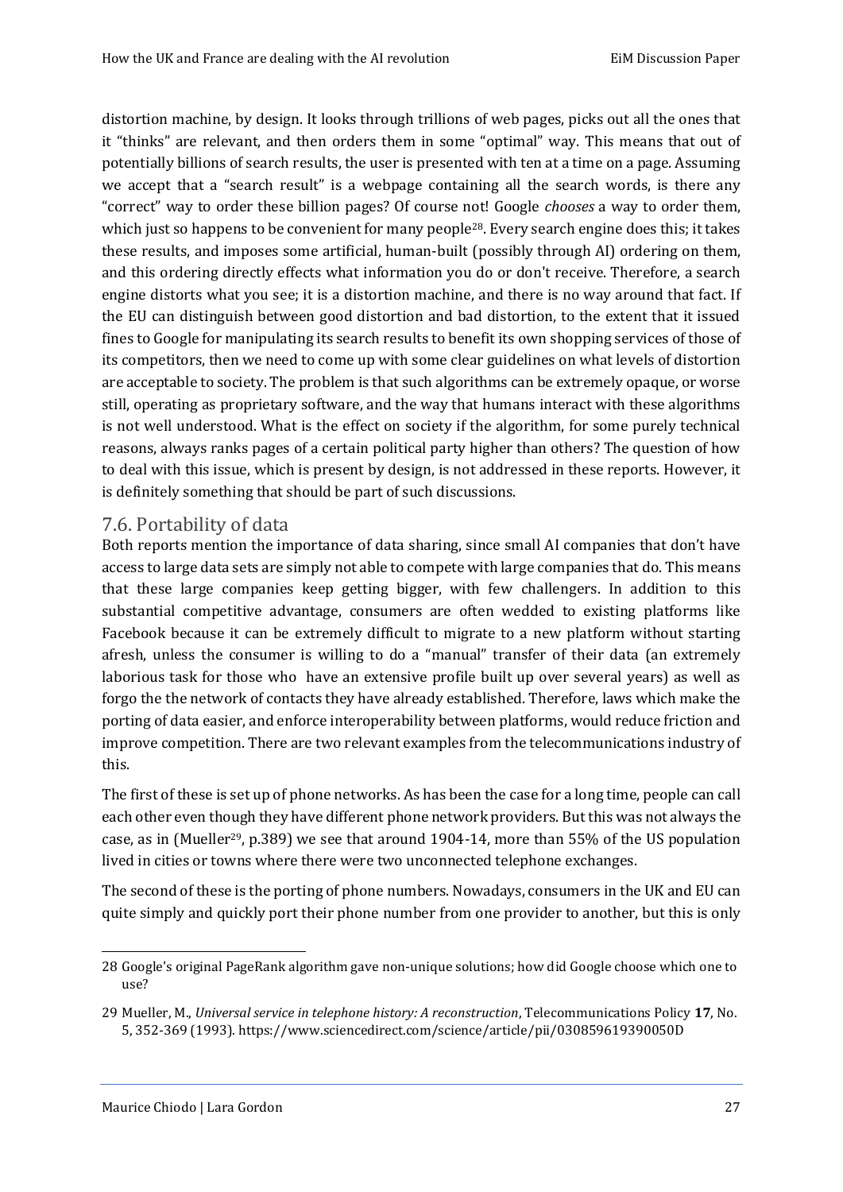distortion machine, by design. It looks through trillions of web pages, picks out all the ones that it "thinks" are relevant, and then orders them in some "optimal" way. This means that out of potentially billions of search results, the user is presented with ten at a time on a page. Assuming we accept that a "search result" is a webpage containing all the search words, is there any "correct" way to order these billion pages? Of course not! Google *chooses* a way to order them, which just so happens to be convenient for many people[28]. Every search engine does this; it takes these results, and imposes some artificial, human-built (possibly through AI) ordering on them, and this ordering directly effects what information you do or don't receive. Therefore, a search engine distorts what you see; it is a distortion machine, and there is no way around that fact. If the EU can distinguish between good distortion and bad distortion, to the extent that it issued fines to Google for manipulating its search results to benefit its own shopping services of those of its competitors, then we need to come up with some clear guidelines on what levels of distortion are acceptable to society. The problem is that such algorithms can be extremely opaque, or worse still, operating as proprietary software, and the way that humans interact with these algorithms is not well understood. What is the effect on society if the algorithm, for some purely technical reasons, always ranks pages of a certain political party higher than others? The question of how to deal with this issue, which is present by design, is not addressed in these reports. However, it is definitely something that should be part of such discussions.

## 7.6. Portability of data

Both reports mention the importance of data sharing, since small AI companies that don't have access to large data sets are simply not able to compete with large companies that do. This means that these large companies keep getting bigger, with few challengers. In addition to this substantial competitive advantage, consumers are often wedded to existing platforms like Facebook because it can be extremely difficult to migrate to a new platform without starting afresh, unless the consumer is willing to do a "manual" transfer of their data (an extremely laborious task for those who have an extensive profile built up over several years) as well as forgo the the network of contacts they have already established. Therefore, laws which make the porting of data easier, and enforce interoperability between platforms, would reduce friction and improve competition. There are two relevant examples from the telecommunications industry of this.

The first of these is set up of phone networks. As has been the case for a long time, people can call each other even though they have different phone network providers. But this was not always the case, as in (Mueller[29], p.389) we see that around 1904-14, more than 55% of the US population lived in cities or towns where there were two unconnected telephone exchanges.

The second of these is the porting of phone numbers. Nowadays, consumers in the UK and EU can quite simply and quickly port their phone number from one provider to another, but this is only

---

28 Google's original PageRank algorithm gave non-unique solutions; how did Google choose which one to use?

29 Mueller, M., *Universal service in telephone history: A reconstruction*, Telecommunications Policy **17**, No. 5, 352-369 (1993). https://www.sciencedirect.com/science/article/pii/030859619390050D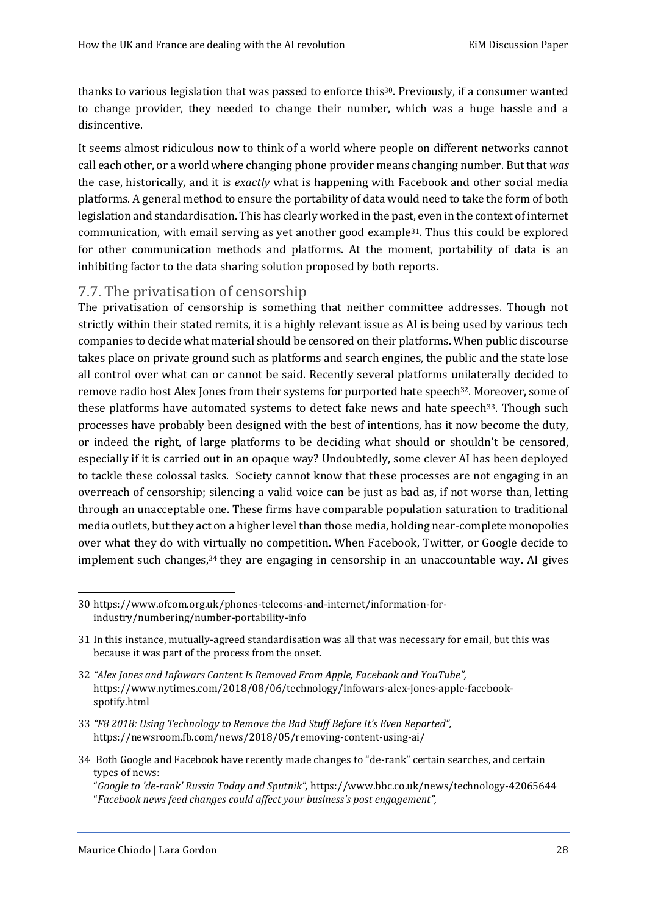thanks to various legislation that was passed to enforce this[30]. Previously, if a consumer wanted to change provider, they needed to change their number, which was a huge hassle and a disincentive.

It seems almost ridiculous now to think of a world where people on different networks cannot call each other, or a world where changing phone provider means changing number. But that *was* the case, historically, and it is *exactly* what is happening with Facebook and other social media platforms. A general method to ensure the portability of data would need to take the form of both legislation and standardisation. This has clearly worked in the past, even in the context of internet communication, with email serving as yet another good example[31]. Thus this could be explored for other communication methods and platforms. At the moment, portability of data is an inhibiting factor to the data sharing solution proposed by both reports.

## 7.7. The privatisation of censorship

The privatisation of censorship is something that neither committee addresses. Though not strictly within their stated remits, it is a highly relevant issue as AI is being used by various tech companies to decide what material should be censored on their platforms. When public discourse takes place on private ground such as platforms and search engines, the public and the state lose all control over what can or cannot be said. Recently several platforms unilaterally decided to remove radio host Alex Jones from their systems for purported hate speech[32]. Moreover, some of these platforms have automated systems to detect fake news and hate speech[33]. Though such processes have probably been designed with the best of intentions, has it now become the duty, or indeed the right, of large platforms to be deciding what should or shouldn't be censored, especially if it is carried out in an opaque way? Undoubtedly, some clever AI has been deployed to tackle these colossal tasks. Society cannot know that these processes are not engaging in an overreach of censorship; silencing a valid voice can be just as bad as, if not worse than, letting through an unacceptable one. These firms have comparable population saturation to traditional media outlets, but they act on a higher level than those media, holding near-complete monopolies over what they do with virtually no competition. When Facebook, Twitter, or Google decide to implement such changes,[34] they are engaging in censorship in an unaccountable way. AI gives

---

30 https://www.ofcom.org.uk/phones-telecoms-and-internet/information-for-industry/numbering/number-portability-info

31 In this instance, mutually-agreed standardisation was all that was necessary for email, but this was because it was part of the process from the onset.

32 *"Alex Jones and Infowars Content Is Removed From Apple, Facebook and YouTube",* https://www.nytimes.com/2018/08/06/technology/infowars-alex-jones-apple-facebook-spotify.html

33 *"F8 2018: Using Technology to Remove the Bad Stuff Before It's Even Reported",* https://newsroom.fb.com/news/2018/05/removing-content-using-ai/

34 Both Google and Facebook have recently made changes to "de-rank" certain searches, and certain types of news:
"*Google to 'de-rank' Russia Today and Sputnik",* https://www.bbc.co.uk/news/technology-42065644
"*Facebook news feed changes could affect your business's post engagement",*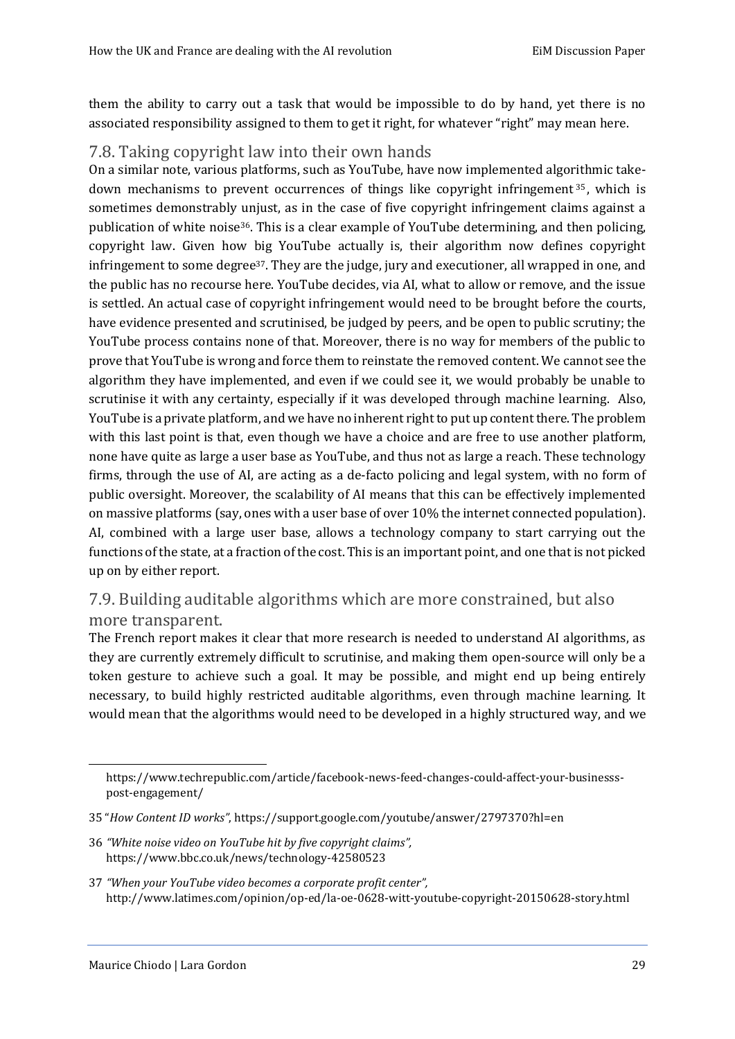them the ability to carry out a task that would be impossible to do by hand, yet there is no associated responsibility assigned to them to get it right, for whatever "right" may mean here.

## 7.8. Taking copyright law into their own hands

On a similar note, various platforms, such as YouTube, have now implemented algorithmic take-down mechanisms to prevent occurrences of things like copyright infringement [35], which is sometimes demonstrably unjust, as in the case of five copyright infringement claims against a publication of white noise[36]. This is a clear example of YouTube determining, and then policing, copyright law. Given how big YouTube actually is, their algorithm now defines copyright infringement to some degree[37]. They are the judge, jury and executioner, all wrapped in one, and the public has no recourse here. YouTube decides, via AI, what to allow or remove, and the issue is settled. An actual case of copyright infringement would need to be brought before the courts, have evidence presented and scrutinised, be judged by peers, and be open to public scrutiny; the YouTube process contains none of that. Moreover, there is no way for members of the public to prove that YouTube is wrong and force them to reinstate the removed content. We cannot see the algorithm they have implemented, and even if we could see it, we would probably be unable to scrutinise it with any certainty, especially if it was developed through machine learning. Also, YouTube is a private platform, and we have no inherent right to put up content there. The problem with this last point is that, even though we have a choice and are free to use another platform, none have quite as large a user base as YouTube, and thus not as large a reach. These technology firms, through the use of AI, are acting as a de-facto policing and legal system, with no form of public oversight. Moreover, the scalability of AI means that this can be effectively implemented on massive platforms (say, ones with a user base of over 10% the internet connected population). AI, combined with a large user base, allows a technology company to start carrying out the functions of the state, at a fraction of the cost. This is an important point, and one that is not picked up on by either report.

## 7.9. Building auditable algorithms which are more constrained, but also more transparent.

The French report makes it clear that more research is needed to understand AI algorithms, as they are currently extremely difficult to scrutinise, and making them open-source will only be a token gesture to achieve such a goal. It may be possible, and might end up being entirely necessary, to build highly restricted auditable algorithms, even through machine learning. It would mean that the algorithms would need to be developed in a highly structured way, and we

---

https://www.techrepublic.com/article/facebook-news-feed-changes-could-affect-your-businesss-post-engagement/

35 "*How Content ID works*", https://support.google.com/youtube/answer/2797370?hl=en

36 *"White noise video on YouTube hit by five copyright claims",* https://www.bbc.co.uk/news/technology-42580523

37 *"When your YouTube video becomes a corporate profit center",* http://www.latimes.com/opinion/op-ed/la-oe-0628-witt-youtube-copyright-20150628-story.html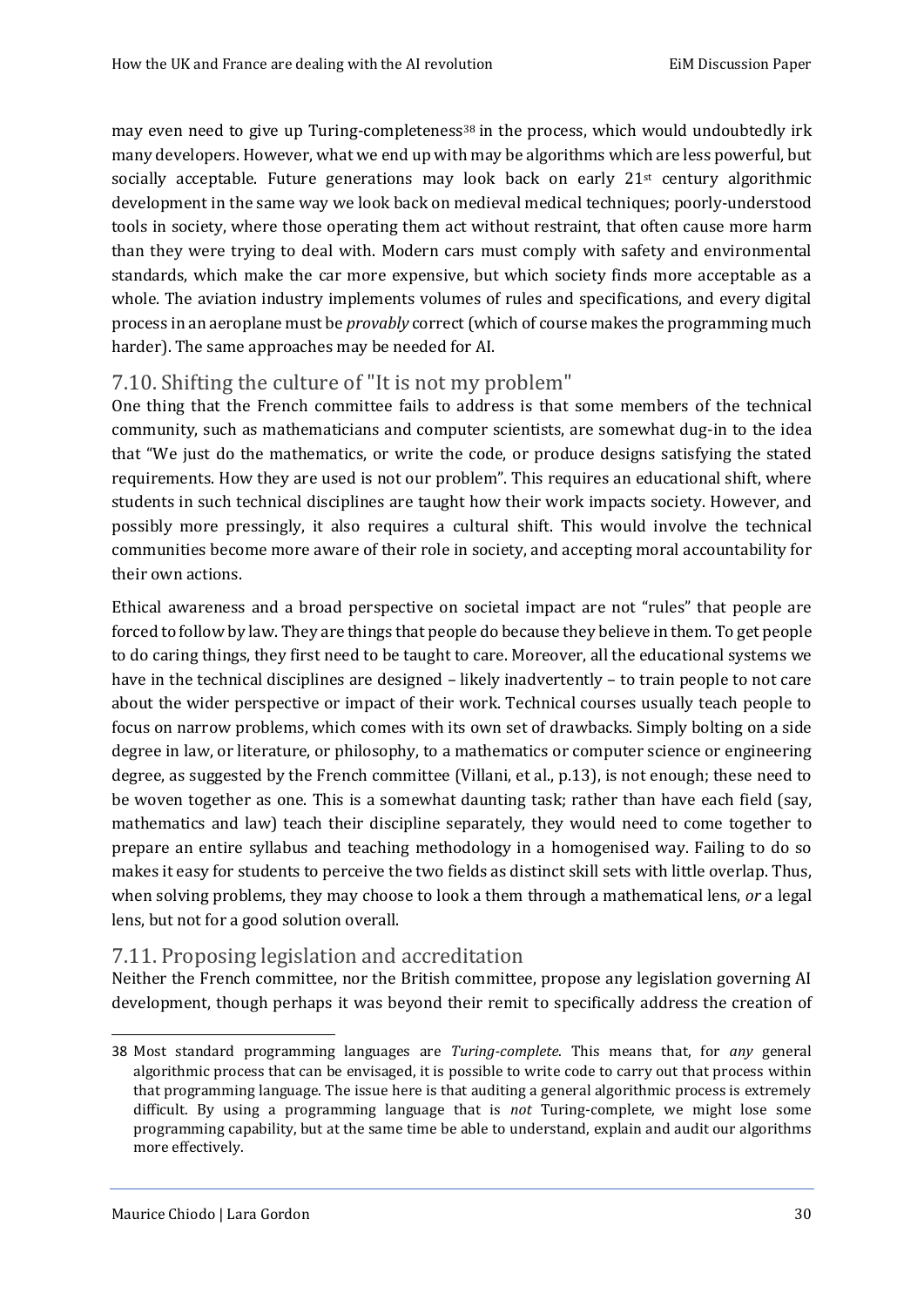may even need to give up Turing-completeness[38] in the process, which would undoubtedly irk many developers. However, what we end up with may be algorithms which are less powerful, but socially acceptable. Future generations may look back on early 21st century algorithmic development in the same way we look back on medieval medical techniques; poorly-understood tools in society, where those operating them act without restraint, that often cause more harm than they were trying to deal with. Modern cars must comply with safety and environmental standards, which make the car more expensive, but which society finds more acceptable as a whole. The aviation industry implements volumes of rules and specifications, and every digital process in an aeroplane must be *provably* correct (which of course makes the programming much harder). The same approaches may be needed for AI.

## 7.10. Shifting the culture of "It is not my problem"

One thing that the French committee fails to address is that some members of the technical community, such as mathematicians and computer scientists, are somewhat dug-in to the idea that "We just do the mathematics, or write the code, or produce designs satisfying the stated requirements. How they are used is not our problem". This requires an educational shift, where students in such technical disciplines are taught how their work impacts society. However, and possibly more pressingly, it also requires a cultural shift. This would involve the technical communities become more aware of their role in society, and accepting moral accountability for their own actions.

Ethical awareness and a broad perspective on societal impact are not "rules" that people are forced to follow by law. They are things that people do because they believe in them. To get people to do caring things, they first need to be taught to care. Moreover, all the educational systems we have in the technical disciplines are designed – likely inadvertently – to train people to not care about the wider perspective or impact of their work. Technical courses usually teach people to focus on narrow problems, which comes with its own set of drawbacks. Simply bolting on a side degree in law, or literature, or philosophy, to a mathematics or computer science or engineering degree, as suggested by the French committee (Villani, et al., p.13), is not enough; these need to be woven together as one. This is a somewhat daunting task; rather than have each field (say, mathematics and law) teach their discipline separately, they would need to come together to prepare an entire syllabus and teaching methodology in a homogenised way. Failing to do so makes it easy for students to perceive the two fields as distinct skill sets with little overlap. Thus, when solving problems, they may choose to look a them through a mathematical lens, *or* a legal lens, but not for a good solution overall.

## 7.11. Proposing legislation and accreditation

Neither the French committee, nor the British committee, propose any legislation governing AI development, though perhaps it was beyond their remit to specifically address the creation of

---

[38] Most standard programming languages are *Turing-complete*. This means that, for *any* general algorithmic process that can be envisaged, it is possible to write code to carry out that process within that programming language. The issue here is that auditing a general algorithmic process is extremely difficult. By using a programming language that is *not* Turing-complete, we might lose some programming capability, but at the same time be able to understand, explain and audit our algorithms more effectively.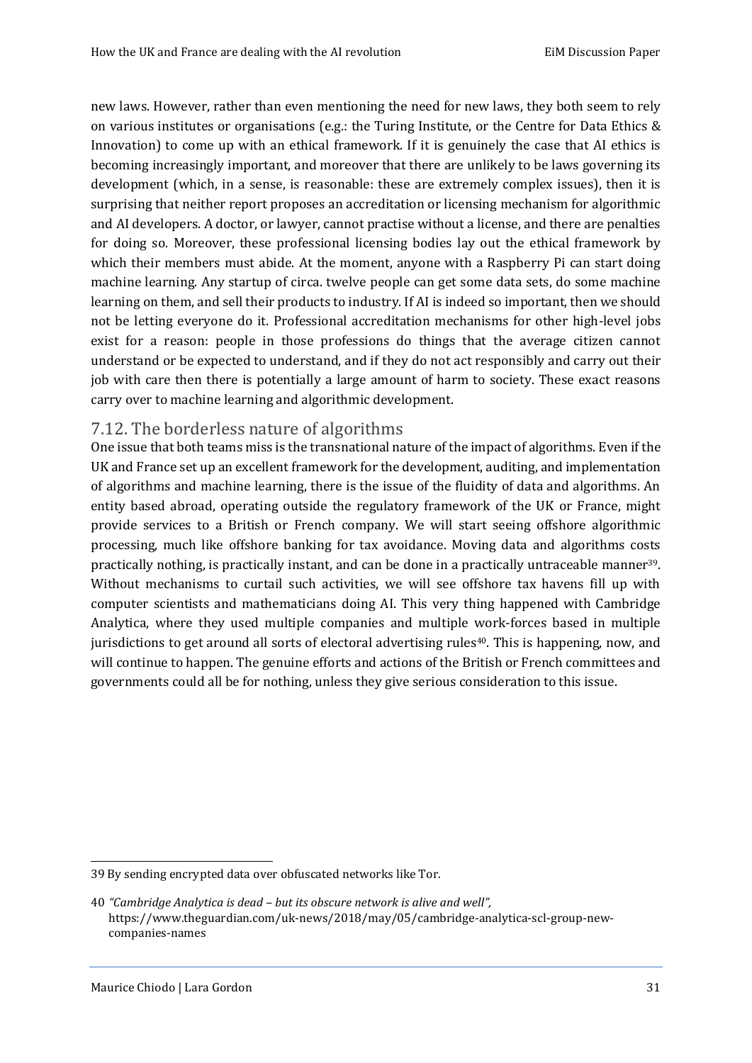new laws. However, rather than even mentioning the need for new laws, they both seem to rely on various institutes or organisations (e.g.: the Turing Institute, or the Centre for Data Ethics & Innovation) to come up with an ethical framework. If it is genuinely the case that AI ethics is becoming increasingly important, and moreover that there are unlikely to be laws governing its development (which, in a sense, is reasonable: these are extremely complex issues), then it is surprising that neither report proposes an accreditation or licensing mechanism for algorithmic and AI developers. A doctor, or lawyer, cannot practise without a license, and there are penalties for doing so. Moreover, these professional licensing bodies lay out the ethical framework by which their members must abide. At the moment, anyone with a Raspberry Pi can start doing machine learning. Any startup of circa. twelve people can get some data sets, do some machine learning on them, and sell their products to industry. If AI is indeed so important, then we should not be letting everyone do it. Professional accreditation mechanisms for other high-level jobs exist for a reason: people in those professions do things that the average citizen cannot understand or be expected to understand, and if they do not act responsibly and carry out their job with care then there is potentially a large amount of harm to society. These exact reasons carry over to machine learning and algorithmic development.

## 7.12. The borderless nature of algorithms

One issue that both teams miss is the transnational nature of the impact of algorithms. Even if the UK and France set up an excellent framework for the development, auditing, and implementation of algorithms and machine learning, there is the issue of the fluidity of data and algorithms. An entity based abroad, operating outside the regulatory framework of the UK or France, might provide services to a British or French company. We will start seeing offshore algorithmic processing, much like offshore banking for tax avoidance. Moving data and algorithms costs practically nothing, is practically instant, and can be done in a practically untraceable manner[39]. Without mechanisms to curtail such activities, we will see offshore tax havens fill up with computer scientists and mathematicians doing AI. This very thing happened with Cambridge Analytica, where they used multiple companies and multiple work-forces based in multiple jurisdictions to get around all sorts of electoral advertising rules[40]. This is happening, now, and will continue to happen. The genuine efforts and actions of the British or French committees and governments could all be for nothing, unless they give serious consideration to this issue.

---

39 By sending encrypted data over obfuscated networks like Tor.

40 *"Cambridge Analytica is dead – but its obscure network is alive and well",* https://www.theguardian.com/uk-news/2018/may/05/cambridge-analytica-scl-group-new-companies-names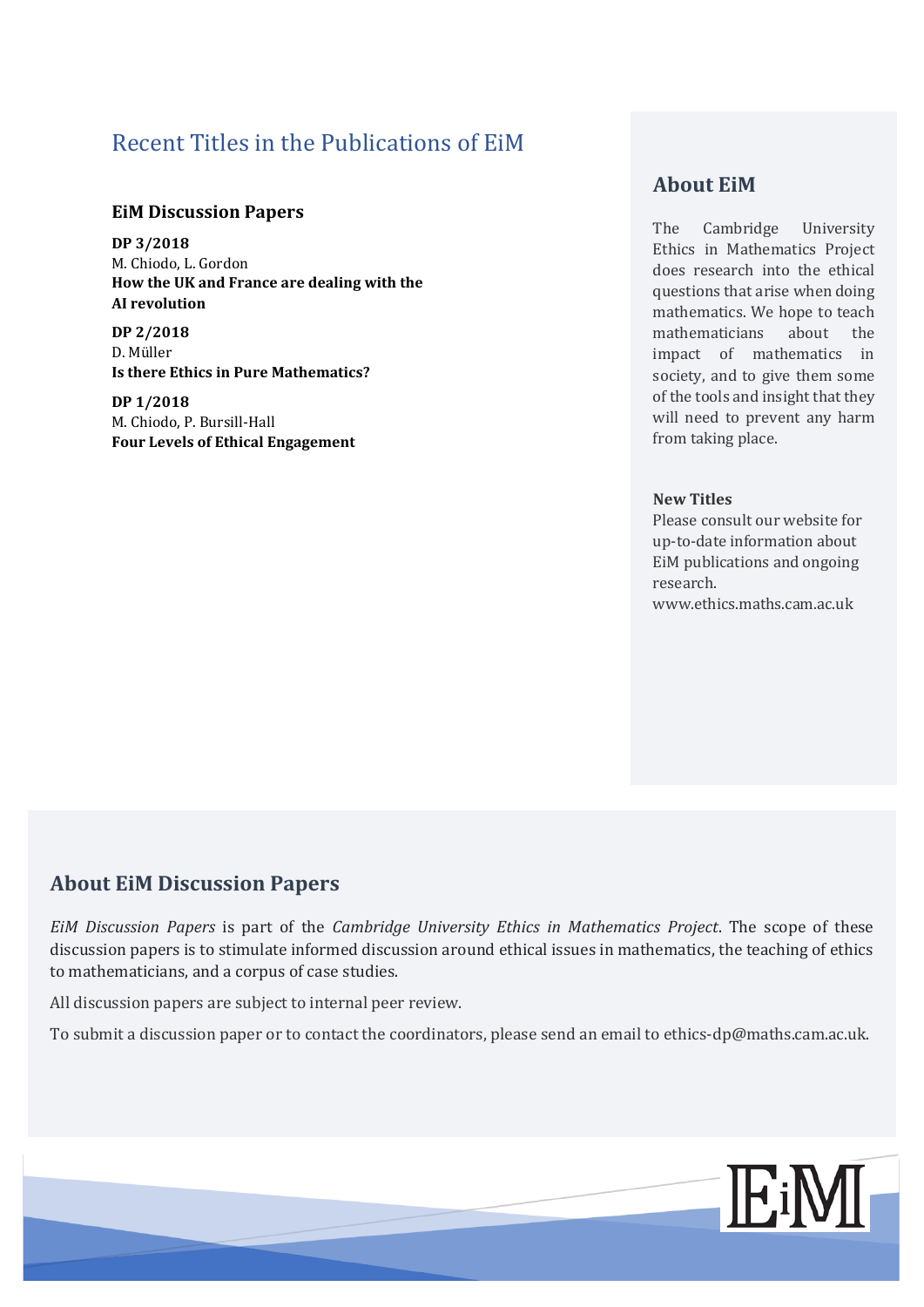# Recent Titles in the Publications of EiM

## EiM Discussion Papers

**DP 3/2018**
M. Chiodo, L. Gordon
**How the UK and France are dealing with the AI revolution**

**DP 2/2018**
D. Müller
**Is there Ethics in Pure Mathematics?**

**DP 1/2018**
M. Chiodo, P. Bursill-Hall
**Four Levels of Ethical Engagement**

## About EiM

The Cambridge University Ethics in Mathematics Project does research into the ethical questions that arise when doing mathematics. We hope to teach mathematicians about the impact of mathematics in society, and to give them some of the tools and insight that they will need to prevent any harm from taking place.

**New Titles**
Please consult our website for up-to-date information about EiM publications and ongoing research.
www.ethics.maths.cam.ac.uk

## About EiM Discussion Papers

*EiM Discussion Papers* is part of the *Cambridge University Ethics in Mathematics Project*. The scope of these discussion papers is to stimulate informed discussion around ethical issues in mathematics, the teaching of ethics to mathematicians, and a corpus of case studies.

All discussion papers are subject to internal peer review.

To submit a discussion paper or to contact the coordinators, please send an email to ethics-dp@maths.cam.ac.uk.

EiM